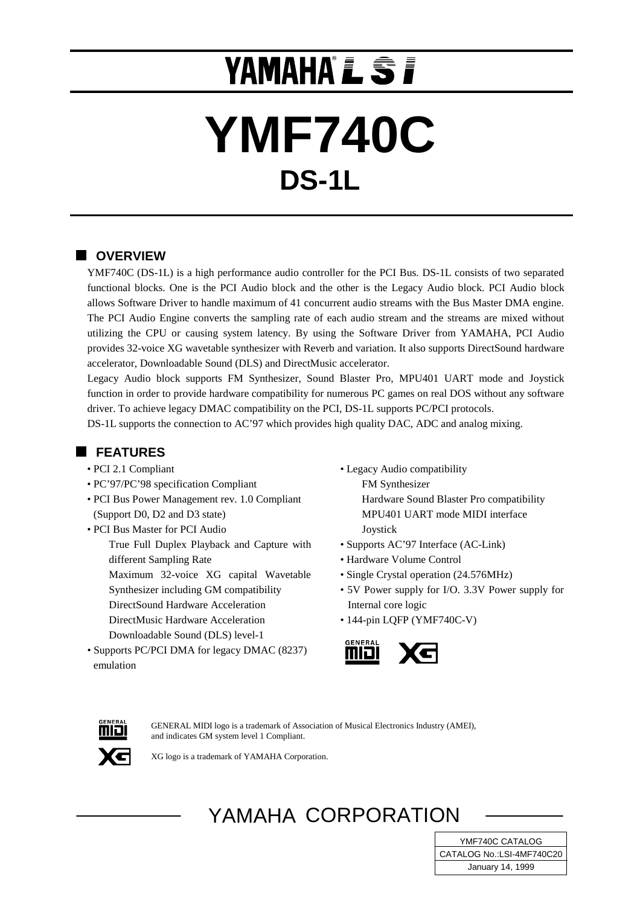# YAMAHA® LSI

# YMF740C

## DS-1L

## OVERVIEW

YMF740C (DS-1L) is a high performance audio controller for the PCI Bus. DS-1L consists of two separated functional blocks. One is the PCI Audio block and the other is the Legacy Audio block. PCI Audio block allows Software Driver to handle maximum of 41 concurrent audio streams with the Bus Master DMA engine. The PCI Audio Engine converts the sampling rate of each audio stream and the streams are mixed without utilizing the CPU or causing system latency. By using the Software Driver from YAMAHA, PCI Audio provides 32-voice XG wavetable synthesizer with Reverb and variation. It also supports DirectSound hardware accelerator, Downloadable Sound (DLS) and DirectMusic accelerator.

Legacy Audio block supports FM Synthesizer, Sound Blaster Pro, MPU401 UART mode and Joystick function in order to provide hardware compatibility for numerous PC games on real DOS without any software driver. To achieve legacy DMAC compatibility on the PCI, DS-1L supports PC/PCI protocols.

DS-1L supports the connection to AC'97 which provides high quality DAC, ADC and analog mixing.

## FEATURES

- PCI 2.1 Compliant
- PC'97/PC'98 specification Compliant
- PCI Bus Power Management rev. 1.0 Compliant (Support D0, D2 and D3 state)
- PCI Bus Master for PCI Audio
  - True Full Duplex Playback and Capture with different Sampling Rate
  - Maximum 32-voice XG capital Wavetable Synthesizer including GM compatibility
  - DirectSound Hardware Acceleration
  - DirectMusic Hardware Acceleration
  - Downloadable Sound (DLS) level-1
- Supports PC/PCI DMA for legacy DMAC (8237) emulation
- Legacy Audio compatibility
  - FM Synthesizer
  - Hardware Sound Blaster Pro compatibility
  - MPU401 UART mode MIDI interface
  - Joystick
- Supports AC'97 Interface (AC-Link)
- Hardware Volume Control
- Single Crystal operation (24.576MHz)
- 5V Power supply for I/O. 3.3V Power supply for Internal core logic
- 144-pin LQFP (YMF740C-V)

GENERAL MIDI logo is a trademark of Association of Musical Electronics Industry (AMEI), and indicates GM system level 1 Compliant.

XG logo is a trademark of YAMAHA Corporation.

YAMAHA CORPORATION

| YMF740C CATALOG |
|---|
| CATALOG No.:LSI-4MF740C20 |
| January 14, 1999 |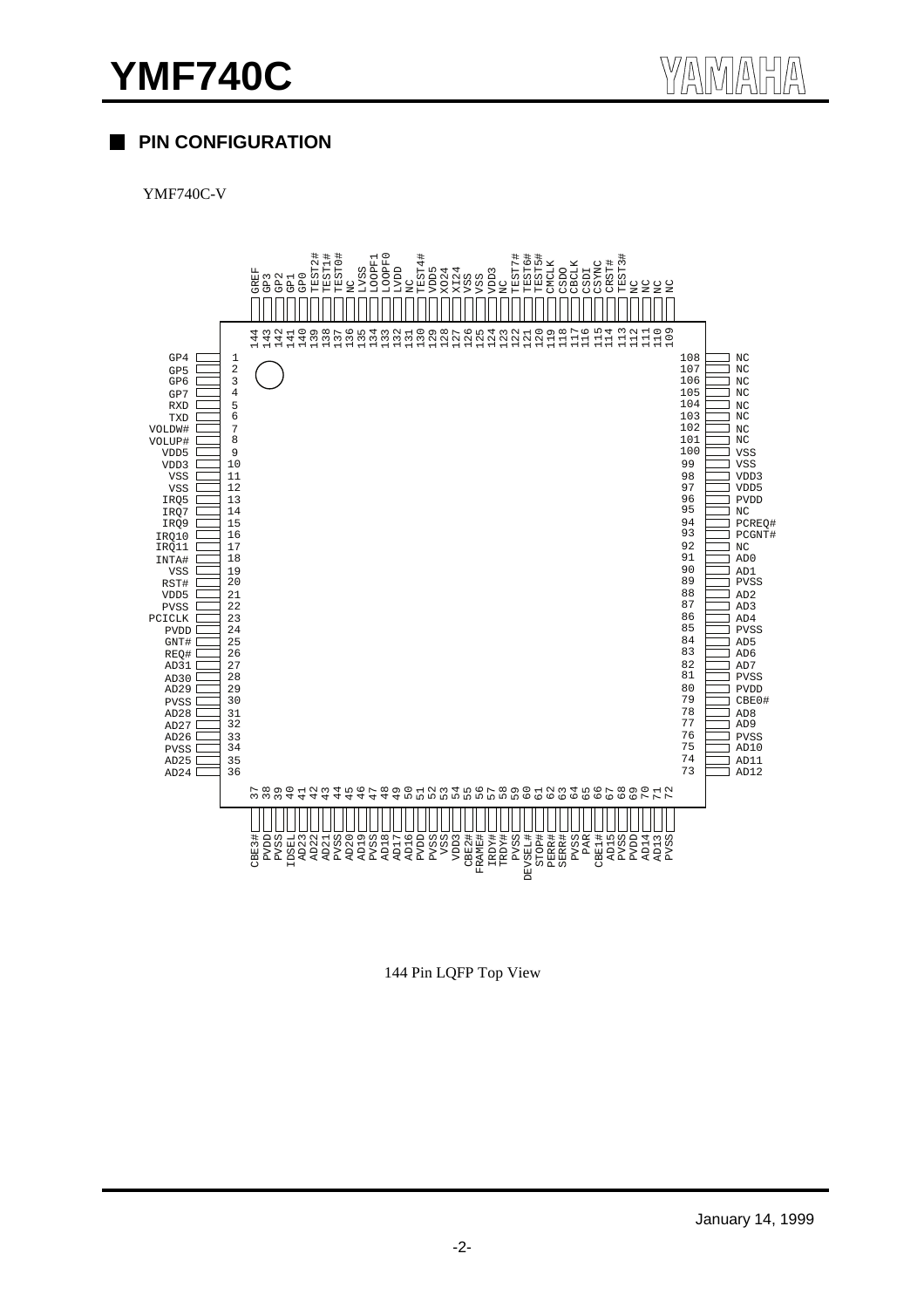## PIN CONFIGURATION

YMF740C-V

| Pin | Name | Pin | Name | Pin | Name | Pin | Name |
|---|---|---|---|---|---|---|---|
| 1 | GP4 | 37 | CBE3# | 73 | AD12 | 109 | NC |
| 2 | GP5 | 38 | PVDD | 74 | AD11 | 110 | NC |
| 3 | GP6 | 39 | PVSS | 75 | AD10 | 111 | NC |
| 4 | GP7 | 40 | IDSEL | 76 | PVSS | 112 | NC |
| 5 | RXD | 41 | AD23 | 77 | AD9 | 113 | TEST3# |
| 6 | TXD | 42 | AD22 | 78 | AD8 | 114 | CRST# |
| 7 | VOLDW# | 43 | AD21 | 79 | CBE0# | 115 | CSYNC |
| 8 | VOLUP# | 44 | PVSS | 80 | PVDD | 116 | CSDI |
| 9 | VDD5 | 45 | AD20 | 81 | PVSS | 117 | CBCLK |
| 10 | VDD3 | 46 | AD19 | 82 | AD7 | 118 | CSDO |
| 11 | VSS | 47 | PVSS | 83 | AD6 | 119 | CMCLK |
| 12 | VSS | 48 | AD18 | 84 | AD5 | 120 | TEST5# |
| 13 | IRQ5 | 49 | AD17 | 85 | PVSS | 121 | TEST6# |
| 14 | IRQ7 | 50 | AD16 | 86 | AD4 | 122 | TEST7# |
| 15 | IRQ9 | 51 | PVDD | 87 | AD3 | 123 | NC |
| 16 | IRQ10 | 52 | PVSS | 88 | AD2 | 124 | VDD3 |
| 17 | IRQ11 | 53 | VSS | 89 | PVSS | 125 | VSS |
| 18 | INTA# | 54 | VDD3 | 90 | AD1 | 126 | VSS |
| 19 | VSS | 55 | CBE2# | 91 | AD0 | 127 | XI24 |
| 20 | RST# | 56 | FRAME# | 92 | NC | 128 | XO24 |
| 21 | VDD5 | 57 | IRDY# | 93 | PCGNT# | 129 | VDD5 |
| 22 | PVSS | 58 | TRDY# | 94 | PCREQ# | 130 | TEST4# |
| 23 | PCICLK | 59 | PVSS | 95 | NC | 131 | NC |
| 24 | PVDD | 60 | DEVSEL# | 96 | PVDD | 132 | LVDD |
| 25 | GNT# | 61 | STOP# | 97 | VDD5 | 133 | LOOPF0 |
| 26 | REQ# | 62 | PERR# | 98 | VDD3 | 134 | LOOPF1 |
| 27 | AD31 | 63 | SERR# | 99 | VSS | 135 | LVSS |
| 28 | AD30 | 64 | PVSS | 100 | VSS | 136 | NC |
| 29 | AD29 | 65 | PAR | 101 | NC | 137 | TEST0# |
| 30 | PVSS | 66 | CBE1# | 102 | NC | 138 | TEST1# |
| 31 | AD28 | 67 | AD15 | 103 | NC | 139 | TEST2# |
| 32 | AD27 | 68 | PVSS | 104 | NC | 140 | GP0 |
| 33 | AD26 | 69 | PVDD | 105 | NC | 141 | GP1 |
| 34 | PVSS | 70 | AD14 | 106 | NC | 142 | GP2 |
| 35 | AD25 | 71 | AD13 | 107 | NC | 143 | GP3 |
| 36 | AD24 | 72 | PVSS | 108 | NC | 144 | GREF |

144 Pin LQFP Top View

January 14, 1999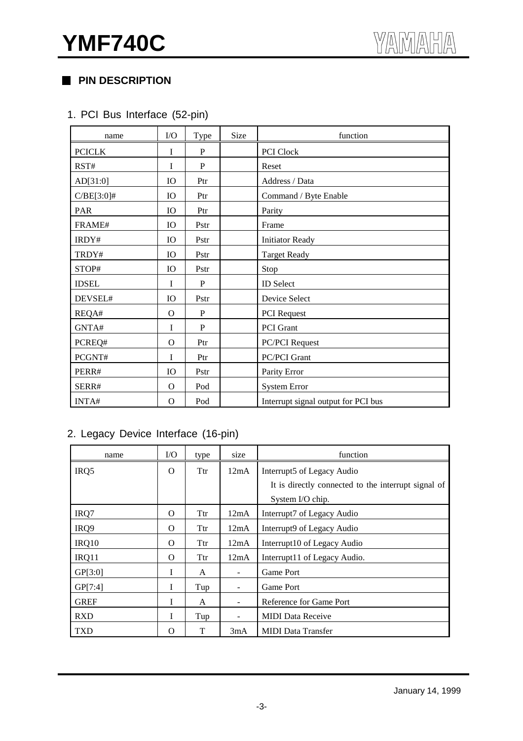## PIN DESCRIPTION

### 1. PCI Bus Interface (52-pin)

| name | I/O | Type | Size | function |
|---|---|---|---|---|
| PCICLK | I | P | | PCI Clock |
| RST# | I | P | | Reset |
| AD[31:0] | IO | Ptr | | Address / Data |
| C/BE[3:0]# | IO | Ptr | | Command / Byte Enable |
| PAR | IO | Ptr | | Parity |
| FRAME# | IO | Pstr | | Frame |
| IRDY# | IO | Pstr | | Initiator Ready |
| TRDY# | IO | Pstr | | Target Ready |
| STOP# | IO | Pstr | | Stop |
| IDSEL | I | P | | ID Select |
| DEVSEL# | IO | Pstr | | Device Select |
| REQA# | O | P | | PCI Request |
| GNTA# | I | P | | PCI Grant |
| PCREQ# | O | Ptr | | PC/PCI Request |
| PCGNT# | I | Ptr | | PC/PCI Grant |
| PERR# | IO | Pstr | | Parity Error |
| SERR# | O | Pod | | System Error |
| INTA# | O | Pod | | Interrupt signal output for PCI bus |

### 2. Legacy Device Interface (16-pin)

| name | I/O | type | size | function |
|---|---|---|---|---|
| IRQ5 | O | Ttr | 12mA | Interrupt5 of Legacy Audio<br>It is directly connected to the interrupt signal of System I/O chip. |
| IRQ7 | O | Ttr | 12mA | Interrupt7 of Legacy Audio |
| IRQ9 | O | Ttr | 12mA | Interrupt9 of Legacy Audio |
| IRQ10 | O | Ttr | 12mA | Interrupt10 of Legacy Audio |
| IRQ11 | O | Ttr | 12mA | Interrupt11 of Legacy Audio. |
| GP[3:0] | I | A | - | Game Port |
| GP[7:4] | I | Tup | - | Game Port |
| GREF | I | A | - | Reference for Game Port |
| RXD | I | Tup | - | MIDI Data Receive |
| TXD | O | T | 3mA | MIDI Data Transfer |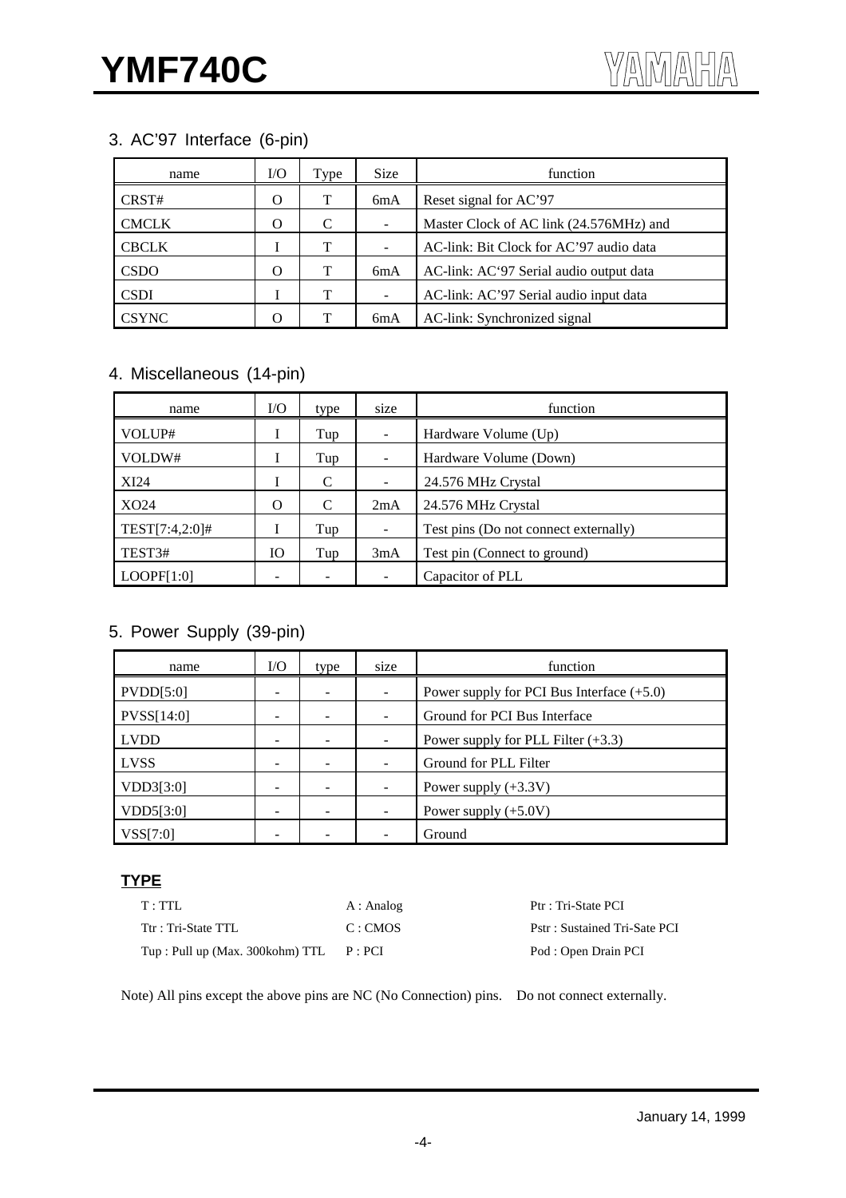## 3. AC'97 Interface (6-pin)

| name | I/O | Type | Size | function |
|---|---|---|---|---|
| CRST# | O | T | 6mA | Reset signal for AC'97 |
| CMCLK | O | C | - | Master Clock of AC link (24.576MHz) and |
| CBCLK | I | T | - | AC-link: Bit Clock for AC'97 audio data |
| CSDO | O | T | 6mA | AC-link: AC'97 Serial audio output data |
| CSDI | I | T | - | AC-link: AC'97 Serial audio input data |
| CSYNC | O | T | 6mA | AC-link: Synchronized signal |

## 4. Miscellaneous (14-pin)

| name | I/O | type | size | function |
|---|---|---|---|---|
| VOLUP# | I | Tup | - | Hardware Volume (Up) |
| VOLDW# | I | Tup | - | Hardware Volume (Down) |
| XI24 | I | C | - | 24.576 MHz Crystal |
| XO24 | O | C | 2mA | 24.576 MHz Crystal |
| TEST[7:4,2:0]# | I | Tup | - | Test pins (Do not connect externally) |
| TEST3# | IO | Tup | 3mA | Test pin (Connect to ground) |
| LOOPF[1:0] | - | - | - | Capacitor of PLL |

## 5. Power Supply (39-pin)

| name | I/O | type | size | function |
|---|---|---|---|---|
| PVDD[5:0] | - | - | - | Power supply for PCI Bus Interface (+5.0) |
| PVSS[14:0] | - | - | - | Ground for PCI Bus Interface |
| LVDD | - | - | - | Power supply for PLL Filter (+3.3) |
| LVSS | - | - | - | Ground for PLL Filter |
| VDD3[3:0] | - | - | - | Power supply (+3.3V) |
| VDD5[3:0] | - | - | - | Power supply (+5.0V) |
| VSS[7:0] | - | - | - | Ground |

**TYPE**

| | | |
|---|---|---|
| T : TTL | A : Analog | Ptr : Tri-State PCI |
| Ttr : Tri-State TTL | C : CMOS | Pstr : Sustained Tri-Sate PCI |
| Tup : Pull up (Max. 300kohm) TTL | P : PCI | Pod : Open Drain PCI |

Note) All pins except the above pins are NC (No Connection) pins. Do not connect externally.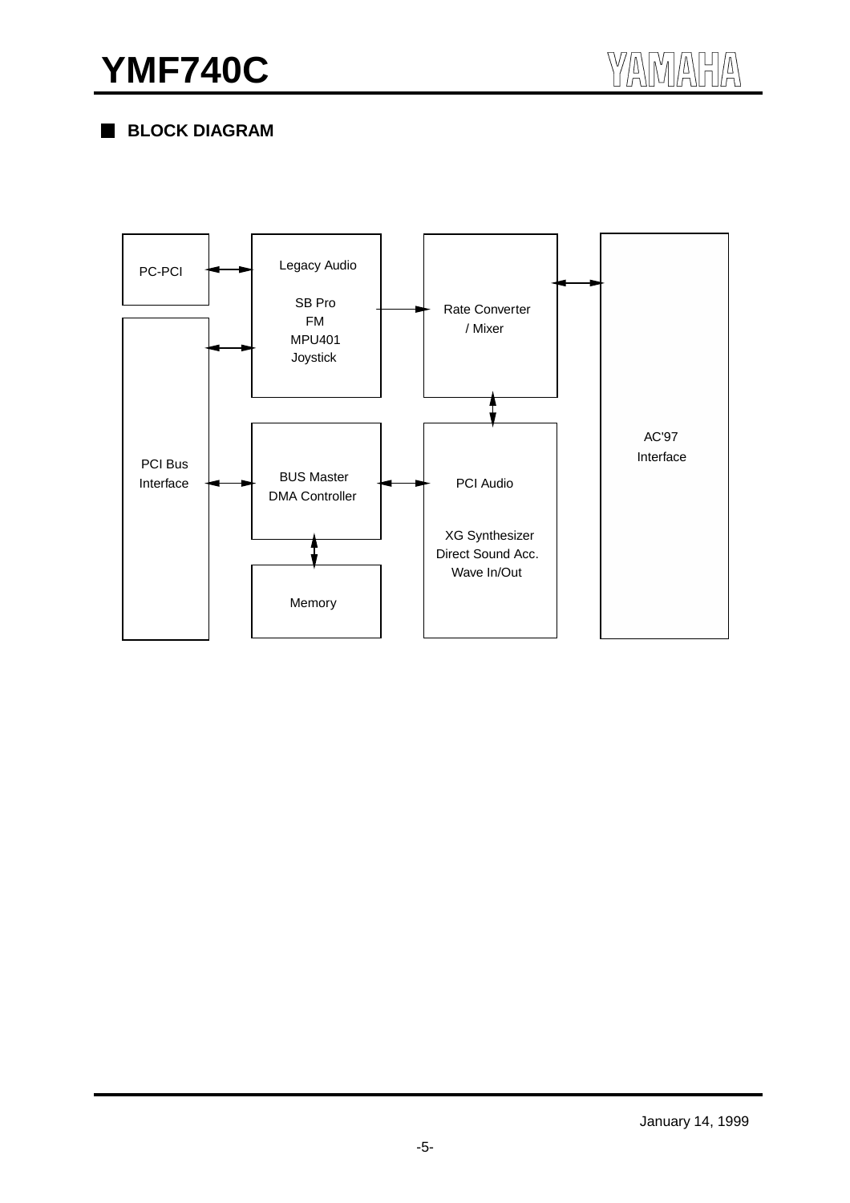## BLOCK DIAGRAM

PC-PCI

Legacy Audio

SB Pro
FM
MPU401
Joystick

Rate Converter
/ Mixer

AC'97
Interface

PCI Bus
Interface

BUS Master
DMA Controller

PCI Audio

XG Synthesizer
Direct Sound Acc.
Wave In/Out

Memory

January 14, 1999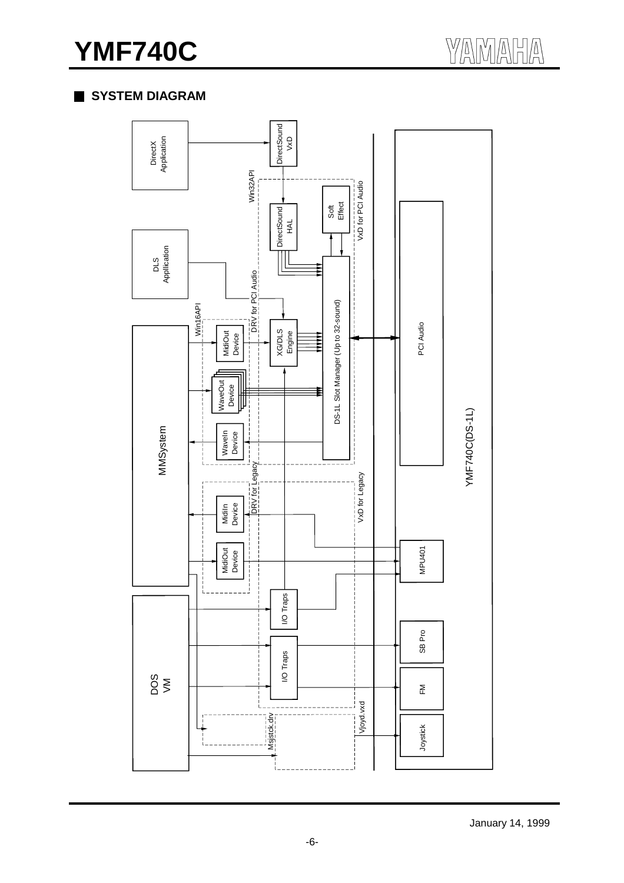## SYSTEM DIAGRAM

DirectX Application

DirectSound VxD

Win32API

DirectSound HAL

Soft Effect

VxD for PCI Audio

DLS Appllication

DRV for PCI Audio

Win16API

MidiOut Device

XG/DLS Engine

DS-1L Slot Manager (Up to 32-sound)

PCI Audio

MMSystem

WaveOut Device

WaveIn Device

YMF740C(DS-1L)

DRV for Legacy

VxD for Legacy

MidiIn Device

MidiOut Device

MPU401

I/O Traps

I/O Traps

SB Pro

DOS VM

FM

Vjoyd.vxd

Msjstck.drv

Joystick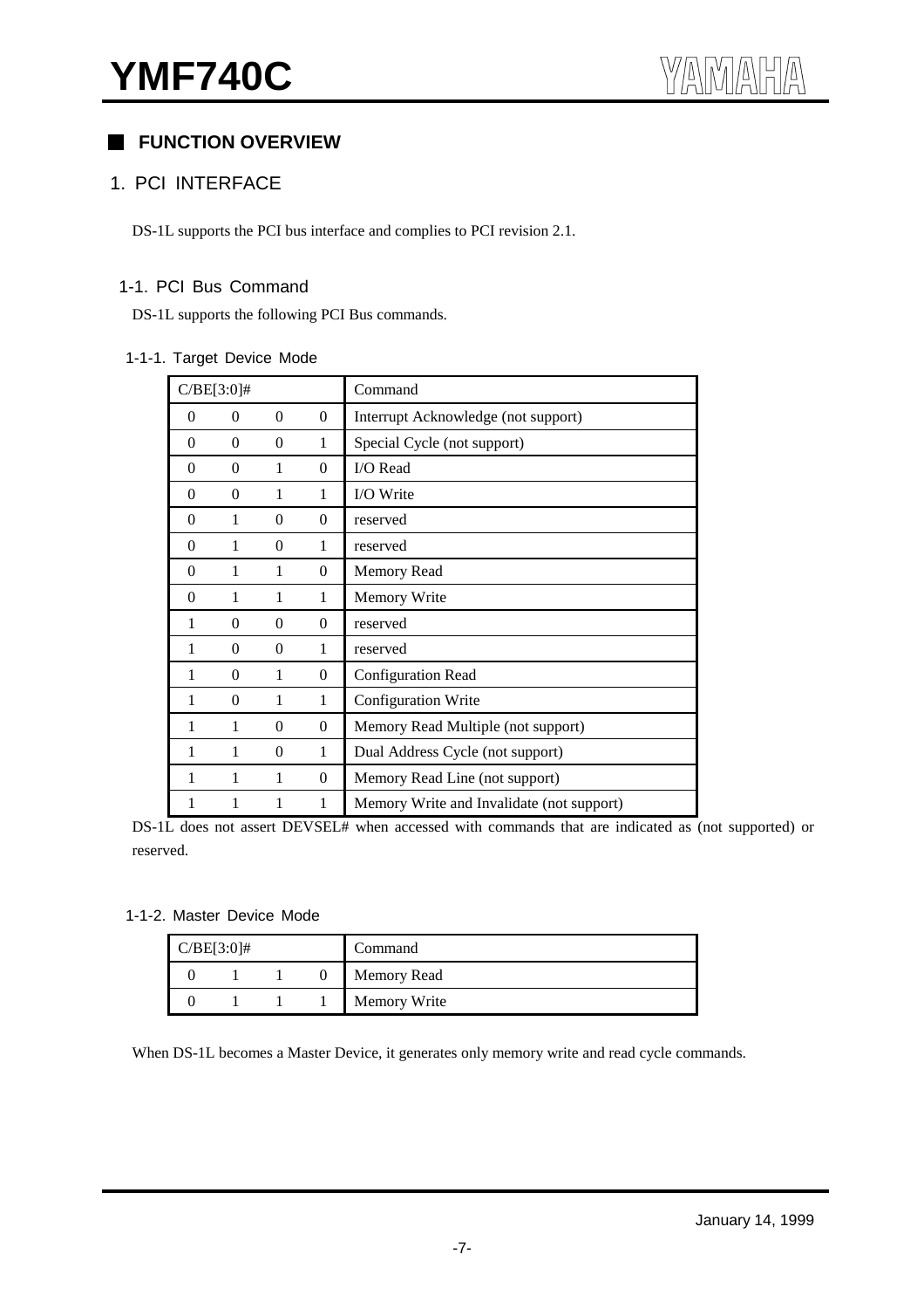## FUNCTION OVERVIEW

### 1. PCI INTERFACE

DS-1L supports the PCI bus interface and complies to PCI revision 2.1.

#### 1-1. PCI Bus Command

DS-1L supports the following PCI Bus commands.

##### 1-1-1. Target Device Mode

| C/BE[3:0]# | | | | Command |
|---|---|---|---|---|
| 0 | 0 | 0 | 0 | Interrupt Acknowledge (not support) |
| 0 | 0 | 0 | 1 | Special Cycle (not support) |
| 0 | 0 | 1 | 0 | I/O Read |
| 0 | 0 | 1 | 1 | I/O Write |
| 0 | 1 | 0 | 0 | reserved |
| 0 | 1 | 0 | 1 | reserved |
| 0 | 1 | 1 | 0 | Memory Read |
| 0 | 1 | 1 | 1 | Memory Write |
| 1 | 0 | 0 | 0 | reserved |
| 1 | 0 | 0 | 1 | reserved |
| 1 | 0 | 1 | 0 | Configuration Read |
| 1 | 0 | 1 | 1 | Configuration Write |
| 1 | 1 | 0 | 0 | Memory Read Multiple (not support) |
| 1 | 1 | 0 | 1 | Dual Address Cycle (not support) |
| 1 | 1 | 1 | 0 | Memory Read Line (not support) |
| 1 | 1 | 1 | 1 | Memory Write and Invalidate (not support) |

DS-1L does not assert DEVSEL# when accessed with commands that are indicated as (not supported) or reserved.

##### 1-1-2. Master Device Mode

| C/BE[3:0]# | | | | Command |
|---|---|---|---|---|
| 0 | 1 | 1 | 0 | Memory Read |
| 0 | 1 | 1 | 1 | Memory Write |

When DS-1L becomes a Master Device, it generates only memory write and read cycle commands.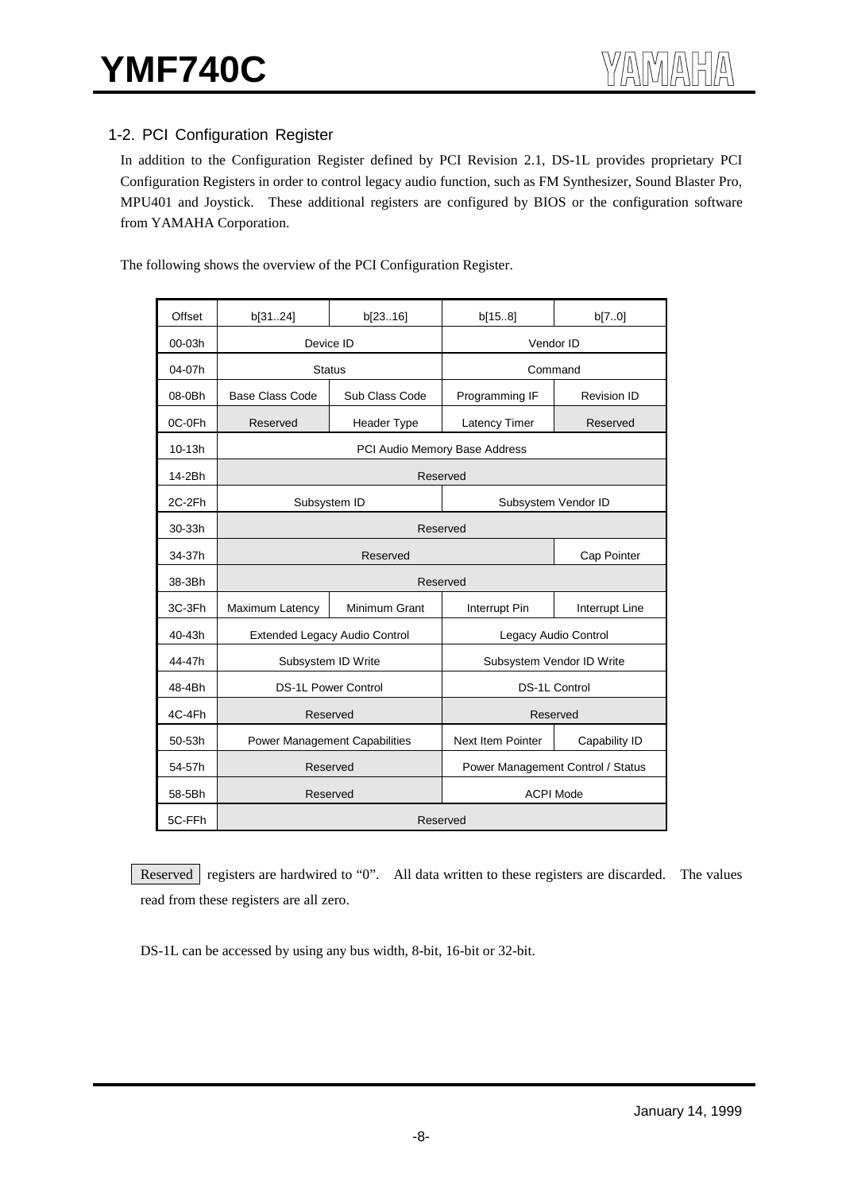## 1-2. PCI Configuration Register

In addition to the Configuration Register defined by PCI Revision 2.1, DS-1L provides proprietary PCI Configuration Registers in order to control legacy audio function, such as FM Synthesizer, Sound Blaster Pro, MPU401 and Joystick. These additional registers are configured by BIOS or the configuration software from YAMAHA Corporation.

The following shows the overview of the PCI Configuration Register.

| Offset | b[31..24] | b[23..16] | b[15..8] | b[7..0] |
|---|---|---|---|---|
| 00-03h | Device ID | | Vendor ID | |
| 04-07h | Status | | Command | |
| 08-0Bh | Base Class Code | Sub Class Code | Programming IF | Revision ID |
| 0C-0Fh | Reserved | Header Type | Latency Timer | Reserved |
| 10-13h | PCI Audio Memory Base Address | | | |
| 14-2Bh | Reserved | | | |
| 2C-2Fh | Subsystem ID | | Subsystem Vendor ID | |
| 30-33h | Reserved | | | |
| 34-37h | Reserved | | | Cap Pointer |
| 38-3Bh | Reserved | | | |
| 3C-3Fh | Maximum Latency | Minimum Grant | Interrupt Pin | Interrupt Line |
| 40-43h | Extended Legacy Audio Control | | Legacy Audio Control | |
| 44-47h | Subsystem ID Write | | Subsystem Vendor ID Write | |
| 48-4Bh | DS-1L Power Control | | DS-1L Control | |
| 4C-4Fh | Reserved | | Reserved | |
| 50-53h | Power Management Capabilities | | Next Item Pointer | Capability ID |
| 54-57h | Reserved | | Power Management Control / Status | |
| 58-5Bh | Reserved | | ACPI Mode | |
| 5C-FFh | Reserved | | | |

Reserved registers are hardwired to "0". All data written to these registers are discarded. The values read from these registers are all zero.

DS-1L can be accessed by using any bus width, 8-bit, 16-bit or 32-bit.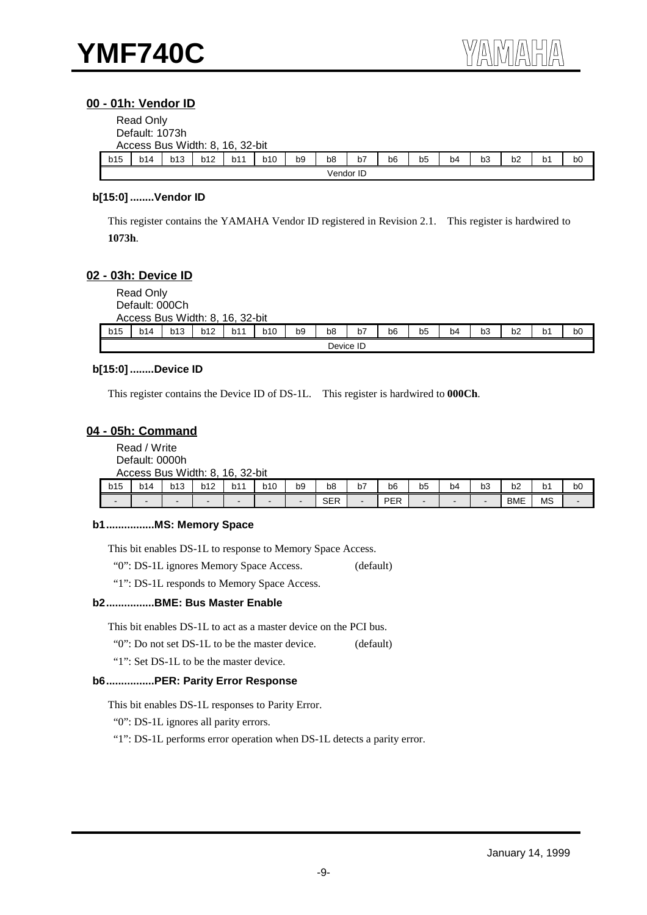## 00 - 01h: Vendor ID

Read Only
Default: 1073h
Access Bus Width: 8, 16, 32-bit

| b15 | b14 | b13 | b12 | b11 | b10 | b9 | b8 | b7 | b6 | b5 | b4 | b3 | b2 | b1 | b0 |
|---|---|---|---|---|---|---|---|---|---|---|---|---|---|---|---|
| Vendor ID | | | | | | | | | | | | | | | |

**b[15:0] ........Vendor ID**

This register contains the YAMAHA Vendor ID registered in Revision 2.1. This register is hardwired to **1073h**.

## 02 - 03h: Device ID

Read Only
Default: 000Ch
Access Bus Width: 8, 16, 32-bit

| b15 | b14 | b13 | b12 | b11 | b10 | b9 | b8 | b7 | b6 | b5 | b4 | b3 | b2 | b1 | b0 |
|---|---|---|---|---|---|---|---|---|---|---|---|---|---|---|---|
| Device ID | | | | | | | | | | | | | | | |

**b[15:0] ........Device ID**

This register contains the Device ID of DS-1L. This register is hardwired to **000Ch**.

## 04 - 05h: Command

Read / Write
Default: 0000h
Access Bus Width: 8, 16, 32-bit

| b15 | b14 | b13 | b12 | b11 | b10 | b9 | b8 | b7 | b6 | b5 | b4 | b3 | b2 | b1 | b0 |
|---|---|---|---|---|---|---|---|---|---|---|---|---|---|---|---|
| - | - | - | - | - | - | - | SER | - | PER | - | - | - | BME | MS | - |

**b1................MS: Memory Space**

This bit enables DS-1L to response to Memory Space Access.

"0": DS-1L ignores Memory Space Access. (default)

"1": DS-1L responds to Memory Space Access.

**b2................BME: Bus Master Enable**

This bit enables DS-1L to act as a master device on the PCI bus.

"0": Do not set DS-1L to be the master device. (default)

"1": Set DS-1L to be the master device.

**b6................PER: Parity Error Response**

This bit enables DS-1L responses to Parity Error.

"0": DS-1L ignores all parity errors.

"1": DS-1L performs error operation when DS-1L detects a parity error.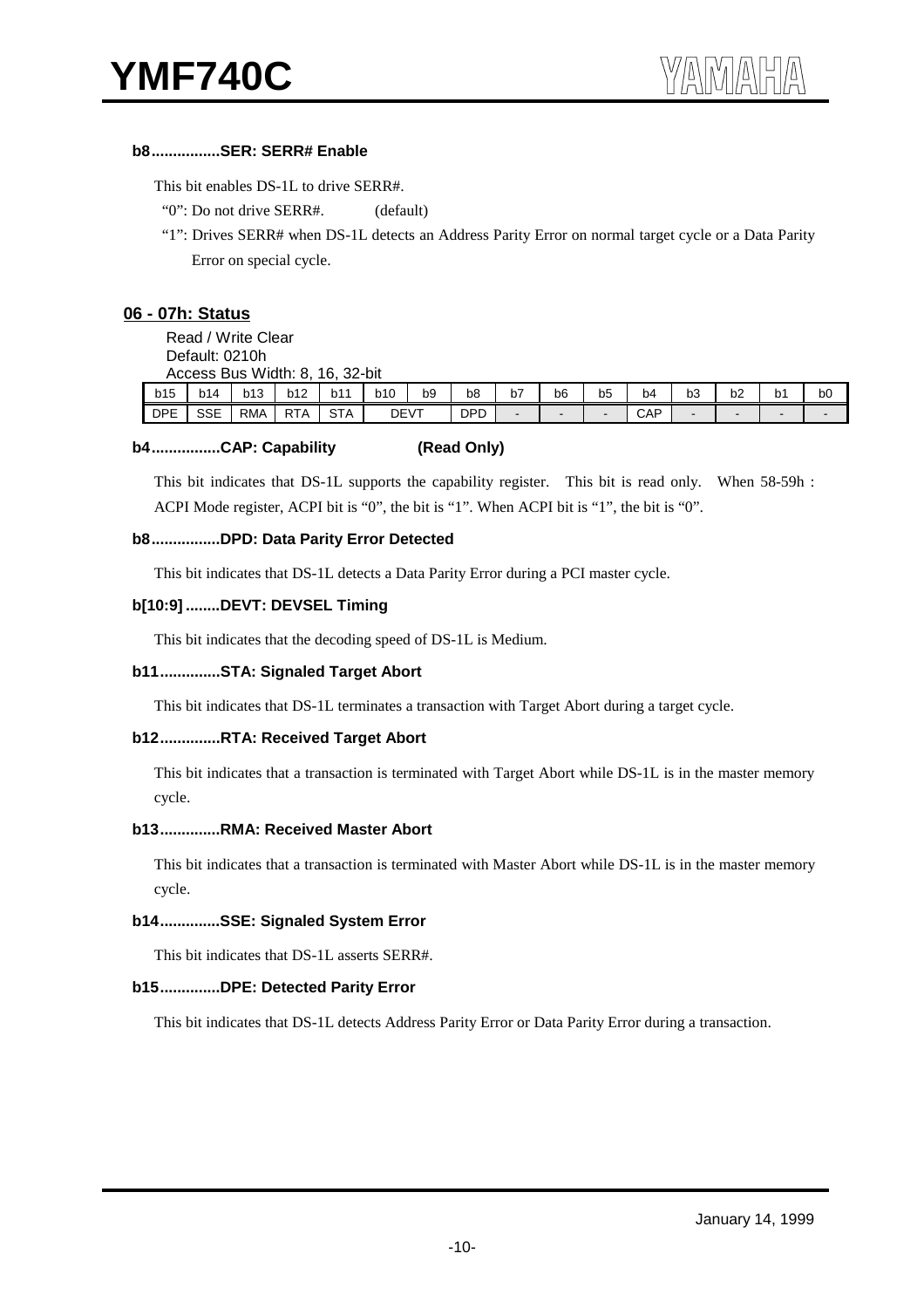#### b8................SER: SERR# Enable

This bit enables DS-1L to drive SERR#.

"0": Do not drive SERR#. (default)

"1": Drives SERR# when DS-1L detects an Address Parity Error on normal target cycle or a Data Parity Error on special cycle.

### 06 - 07h: Status

Read / Write Clear
Default: 0210h
Access Bus Width: 8, 16, 32-bit

| b15 | b14 | b13 | b12 | b11 | b10 | b9 | b8 | b7 | b6 | b5 | b4 | b3 | b2 | b1 | b0 |
|---|---|---|---|---|---|---|---|---|---|---|---|---|---|---|---|
| DPE | SSE | RMA | RTA | STA | DEVT | | DPD | - | - | - | CAP | - | - | - | - |

#### b4................CAP: Capability (Read Only)

This bit indicates that DS-1L supports the capability register. This bit is read only. When 58-59h : ACPI Mode register, ACPI bit is "0", the bit is "1". When ACPI bit is "1", the bit is "0".

#### b8................DPD: Data Parity Error Detected

This bit indicates that DS-1L detects a Data Parity Error during a PCI master cycle.

#### b[10:9]........DEVT: DEVSEL Timing

This bit indicates that the decoding speed of DS-1L is Medium.

#### b11..............STA: Signaled Target Abort

This bit indicates that DS-1L terminates a transaction with Target Abort during a target cycle.

#### b12..............RTA: Received Target Abort

This bit indicates that a transaction is terminated with Target Abort while DS-1L is in the master memory cycle.

#### b13..............RMA: Received Master Abort

This bit indicates that a transaction is terminated with Master Abort while DS-1L is in the master memory cycle.

#### b14..............SSE: Signaled System Error

This bit indicates that DS-1L asserts SERR#.

#### b15..............DPE: Detected Parity Error

This bit indicates that DS-1L detects Address Parity Error or Data Parity Error during a transaction.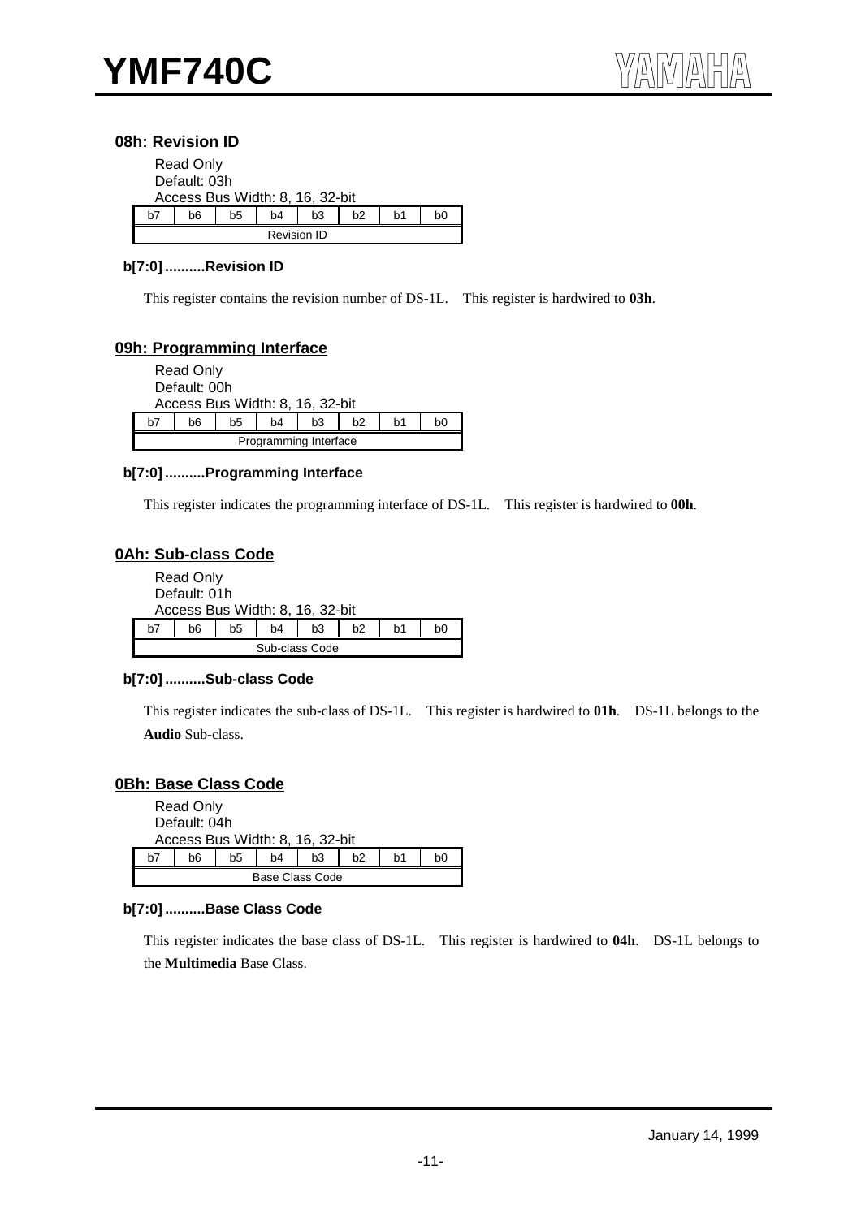### 08h: Revision ID

Read Only
Default: 03h
Access Bus Width: 8, 16, 32-bit

| b7 | b6 | b5 | b4 | b3 | b2 | b1 | b0 |
|---|---|---|---|---|---|---|---|
| Revision ID | | | | | | | |

**b[7:0] ..........Revision ID**

This register contains the revision number of DS-1L. This register is hardwired to **03h**.

### 09h: Programming Interface

Read Only
Default: 00h
Access Bus Width: 8, 16, 32-bit

| b7 | b6 | b5 | b4 | b3 | b2 | b1 | b0 |
|---|---|---|---|---|---|---|---|
| Programming Interface | | | | | | | |

**b[7:0] ..........Programming Interface**

This register indicates the programming interface of DS-1L. This register is hardwired to **00h**.

### 0Ah: Sub-class Code

Read Only
Default: 01h
Access Bus Width: 8, 16, 32-bit

| b7 | b6 | b5 | b4 | b3 | b2 | b1 | b0 |
|---|---|---|---|---|---|---|---|
| Sub-class Code | | | | | | | |

**b[7:0] ..........Sub-class Code**

This register indicates the sub-class of DS-1L. This register is hardwired to **01h**. DS-1L belongs to the **Audio** Sub-class.

### 0Bh: Base Class Code

Read Only
Default: 04h
Access Bus Width: 8, 16, 32-bit

| b7 | b6 | b5 | b4 | b3 | b2 | b1 | b0 |
|---|---|---|---|---|---|---|---|
| Base Class Code | | | | | | | |

**b[7:0] ..........Base Class Code**

This register indicates the base class of DS-1L. This register is hardwired to **04h**. DS-1L belongs to the **Multimedia** Base Class.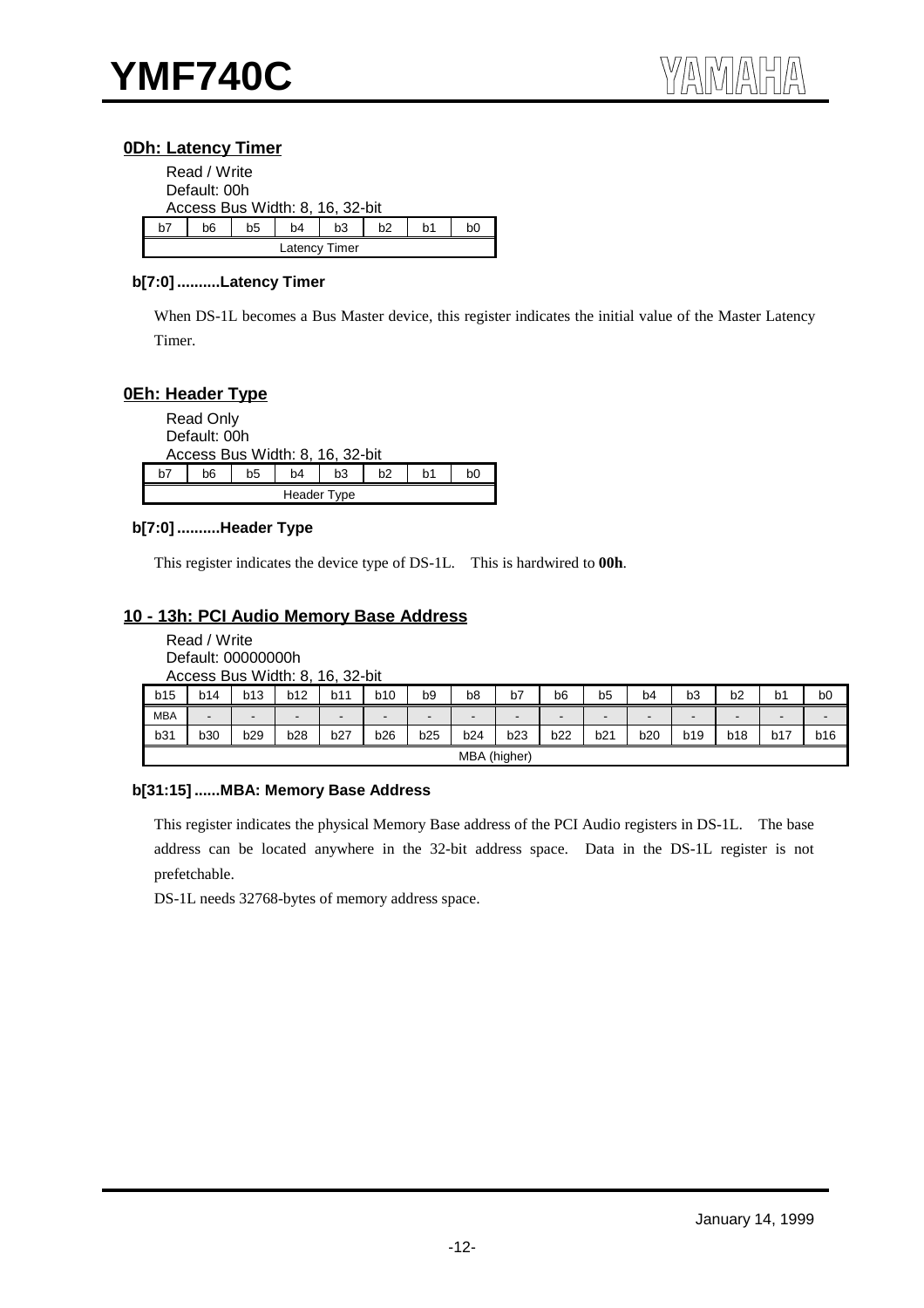## 0Dh: Latency Timer

Read / Write
Default: 00h
Access Bus Width: 8, 16, 32-bit

| b7 | b6 | b5 | b4 | b3 | b2 | b1 | b0 |
|---|---|---|---|---|---|---|---|
| Latency Timer | | | | | | | |

**b[7:0] ..........Latency Timer**

When DS-1L becomes a Bus Master device, this register indicates the initial value of the Master Latency Timer.

## 0Eh: Header Type

Read Only
Default: 00h
Access Bus Width: 8, 16, 32-bit

| b7 | b6 | b5 | b4 | b3 | b2 | b1 | b0 |
|---|---|---|---|---|---|---|---|
| Header Type | | | | | | | |

**b[7:0] ..........Header Type**

This register indicates the device type of DS-1L. This is hardwired to **00h**.

## 10 - 13h: PCI Audio Memory Base Address

Read / Write
Default: 00000000h
Access Bus Width: 8, 16, 32-bit

| b15 | b14 | b13 | b12 | b11 | b10 | b9 | b8 | b7 | b6 | b5 | b4 | b3 | b2 | b1 | b0 |
|---|---|---|---|---|---|---|---|---|---|---|---|---|---|---|---|
| MBA | - | - | - | - | - | - | - | - | - | - | - | - | - | - | - |
| b31 | b30 | b29 | b28 | b27 | b26 | b25 | b24 | b23 | b22 | b21 | b20 | b19 | b18 | b17 | b16 |
| MBA (higher) | | | | | | | | | | | | | | | |

**b[31:15] ......MBA: Memory Base Address**

This register indicates the physical Memory Base address of the PCI Audio registers in DS-1L. The base address can be located anywhere in the 32-bit address space. Data in the DS-1L register is not prefetchable.

DS-1L needs 32768-bytes of memory address space.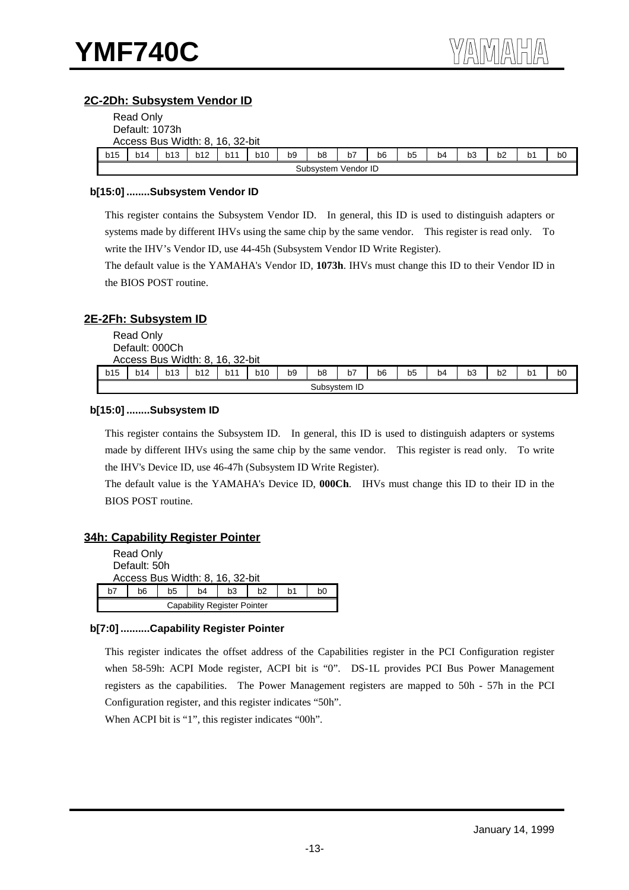## 2C-2Dh: Subsystem Vendor ID

Read Only
Default: 1073h
Access Bus Width: 8, 16, 32-bit

| b15 | b14 | b13 | b12 | b11 | b10 | b9 | b8 | b7 | b6 | b5 | b4 | b3 | b2 | b1 | b0 |
|---|---|---|---|---|---|---|---|---|---|---|---|---|---|---|---|
| Subsystem Vendor ID | | | | | | | | | | | | | | | |

**b[15:0] ........Subsystem Vendor ID**

This register contains the Subsystem Vendor ID. In general, this ID is used to distinguish adapters or systems made by different IHVs using the same chip by the same vendor. This register is read only. To write the IHV's Vendor ID, use 44-45h (Subsystem Vendor ID Write Register).

The default value is the YAMAHA's Vendor ID, **1073h**. IHVs must change this ID to their Vendor ID in the BIOS POST routine.

## 2E-2Fh: Subsystem ID

Read Only
Default: 000Ch
Access Bus Width: 8, 16, 32-bit

| b15 | b14 | b13 | b12 | b11 | b10 | b9 | b8 | b7 | b6 | b5 | b4 | b3 | b2 | b1 | b0 |
|---|---|---|---|---|---|---|---|---|---|---|---|---|---|---|---|
| Subsystem ID | | | | | | | | | | | | | | | |

**b[15:0] ........Subsystem ID**

This register contains the Subsystem ID. In general, this ID is used to distinguish adapters or systems made by different IHVs using the same chip by the same vendor. This register is read only. To write the IHV's Device ID, use 46-47h (Subsystem ID Write Register).

The default value is the YAMAHA's Device ID, **000Ch**. IHVs must change this ID to their ID in the BIOS POST routine.

## 34h: Capability Register Pointer

Read Only
Default: 50h
Access Bus Width: 8, 16, 32-bit

| b7 | b6 | b5 | b4 | b3 | b2 | b1 | b0 |
|---|---|---|---|---|---|---|---|
| Capability Register Pointer | | | | | | | |

**b[7:0] ..........Capability Register Pointer**

This register indicates the offset address of the Capabilities register in the PCI Configuration register when 58-59h: ACPI Mode register, ACPI bit is "0". DS-1L provides PCI Bus Power Management registers as the capabilities. The Power Management registers are mapped to 50h - 57h in the PCI Configuration register, and this register indicates "50h".

When ACPI bit is "1", this register indicates "00h".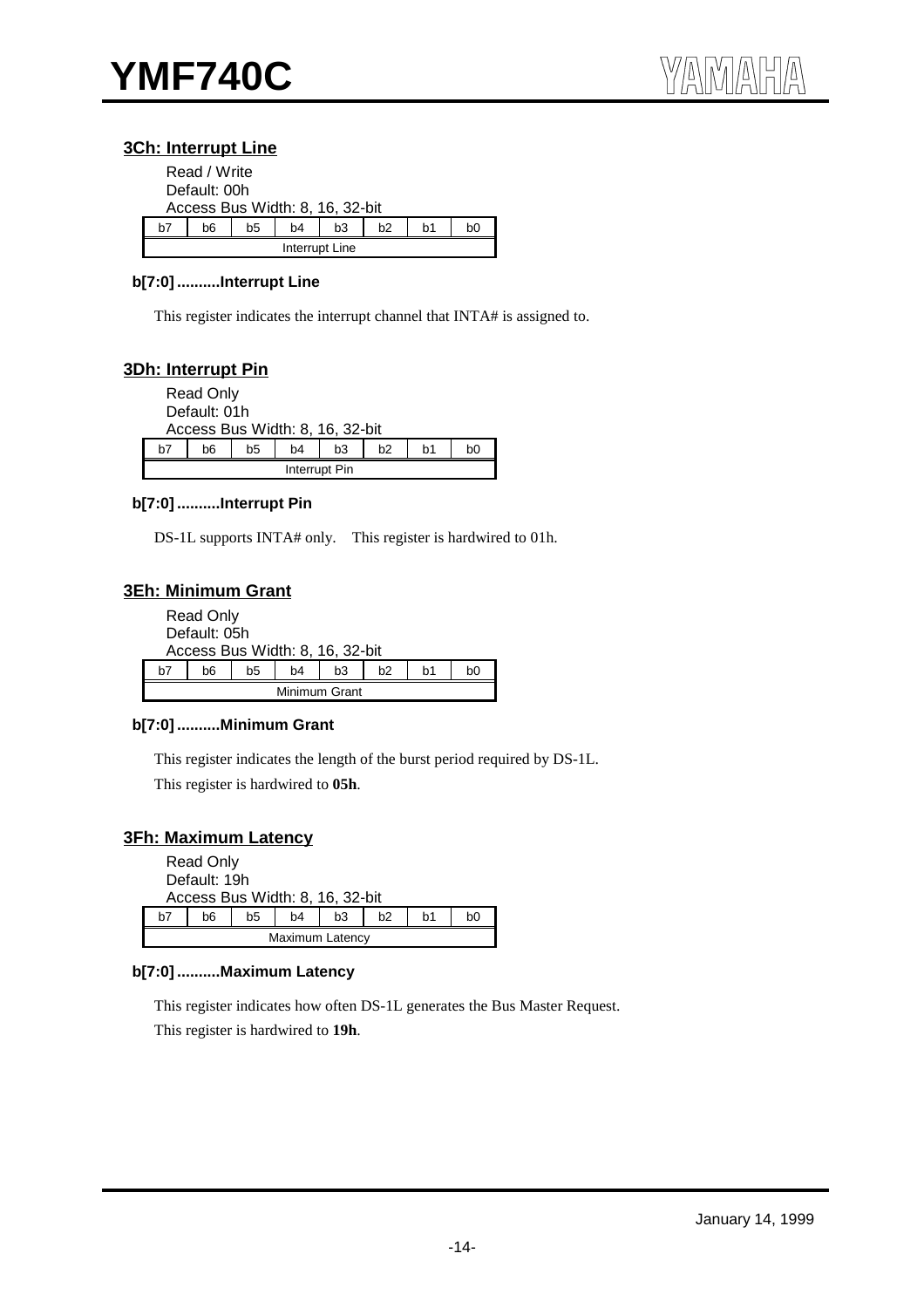### 3Ch: Interrupt Line

Read / Write
Default: 00h
Access Bus Width: 8, 16, 32-bit

| b7 | b6 | b5 | b4 | b3 | b2 | b1 | b0 |
|---|---|---|---|---|---|---|---|
| Interrupt Line | | | | | | | |

**b[7:0] ..........Interrupt Line**

This register indicates the interrupt channel that INTA# is assigned to.

### 3Dh: Interrupt Pin

Read Only
Default: 01h
Access Bus Width: 8, 16, 32-bit

| b7 | b6 | b5 | b4 | b3 | b2 | b1 | b0 |
|---|---|---|---|---|---|---|---|
| Interrupt Pin | | | | | | | |

**b[7:0] ..........Interrupt Pin**

DS-1L supports INTA# only. This register is hardwired to 01h.

### 3Eh: Minimum Grant

Read Only
Default: 05h
Access Bus Width: 8, 16, 32-bit

| b7 | b6 | b5 | b4 | b3 | b2 | b1 | b0 |
|---|---|---|---|---|---|---|---|
| Minimum Grant | | | | | | | |

**b[7:0] ..........Minimum Grant**

This register indicates the length of the burst period required by DS-1L.

This register is hardwired to **05h**.

### 3Fh: Maximum Latency

Read Only
Default: 19h
Access Bus Width: 8, 16, 32-bit

| b7 | b6 | b5 | b4 | b3 | b2 | b1 | b0 |
|---|---|---|---|---|---|---|---|
| Maximum Latency | | | | | | | |

**b[7:0] ..........Maximum Latency**

This register indicates how often DS-1L generates the Bus Master Request.

This register is hardwired to **19h**.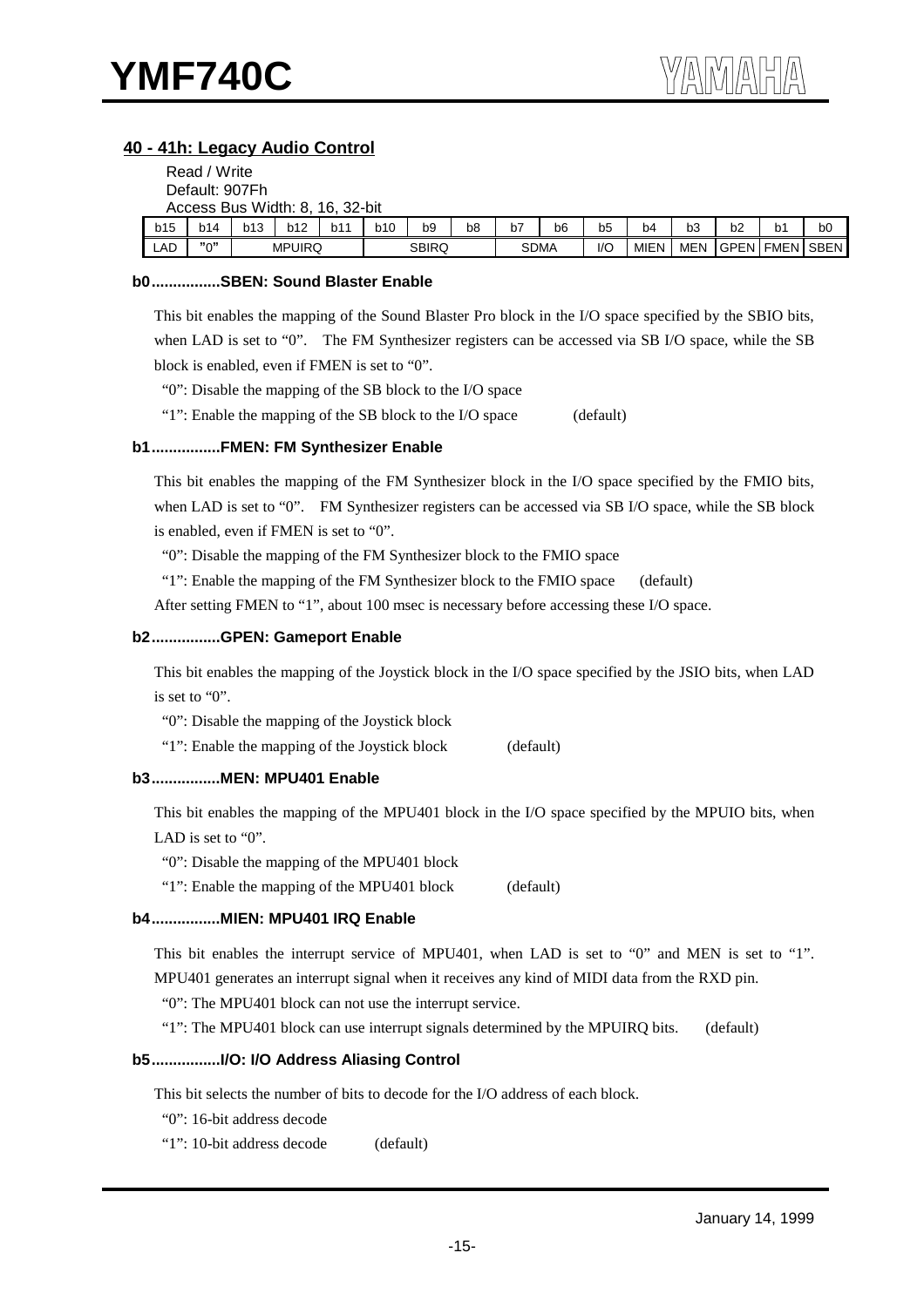### 40 - 41h: Legacy Audio Control

Read / Write
Default: 907Fh
Access Bus Width: 8, 16, 32-bit

| b15 | b14 | b13 | b12 | b11 | b10 | b9 | b8 | b7 | b6 | b5 | b4 | b3 | b2 | b1 | b0 |
|---|---|---|---|---|---|---|---|---|---|---|---|---|---|---|---|
| LAD | "0" | MPUIRQ | | | SBIRQ | | | SDMA | | I/O | MIEN | MEN | GPEN | FMEN | SBEN |

**b0................SBEN: Sound Blaster Enable**

This bit enables the mapping of the Sound Blaster Pro block in the I/O space specified by the SBIO bits, when LAD is set to "0". The FM Synthesizer registers can be accessed via SB I/O space, while the SB block is enabled, even if FMEN is set to "0".

"0": Disable the mapping of the SB block to the I/O space

"1": Enable the mapping of the SB block to the I/O space (default)

**b1................FMEN: FM Synthesizer Enable**

This bit enables the mapping of the FM Synthesizer block in the I/O space specified by the FMIO bits, when LAD is set to "0". FM Synthesizer registers can be accessed via SB I/O space, while the SB block is enabled, even if FMEN is set to "0".

"0": Disable the mapping of the FM Synthesizer block to the FMIO space

"1": Enable the mapping of the FM Synthesizer block to the FMIO space (default)

After setting FMEN to "1", about 100 msec is necessary before accessing these I/O space.

**b2................GPEN: Gameport Enable**

This bit enables the mapping of the Joystick block in the I/O space specified by the JSIO bits, when LAD is set to "0".

"0": Disable the mapping of the Joystick block

"1": Enable the mapping of the Joystick block (default)

**b3................MEN: MPU401 Enable**

This bit enables the mapping of the MPU401 block in the I/O space specified by the MPUIO bits, when LAD is set to "0".

"0": Disable the mapping of the MPU401 block

"1": Enable the mapping of the MPU401 block (default)

**b4................MIEN: MPU401 IRQ Enable**

This bit enables the interrupt service of MPU401, when LAD is set to "0" and MEN is set to "1". MPU401 generates an interrupt signal when it receives any kind of MIDI data from the RXD pin.

"0": The MPU401 block can not use the interrupt service.

"1": The MPU401 block can use interrupt signals determined by the MPUIRQ bits. (default)

**b5................I/O: I/O Address Aliasing Control**

This bit selects the number of bits to decode for the I/O address of each block.

"0": 16-bit address decode

"1": 10-bit address decode (default)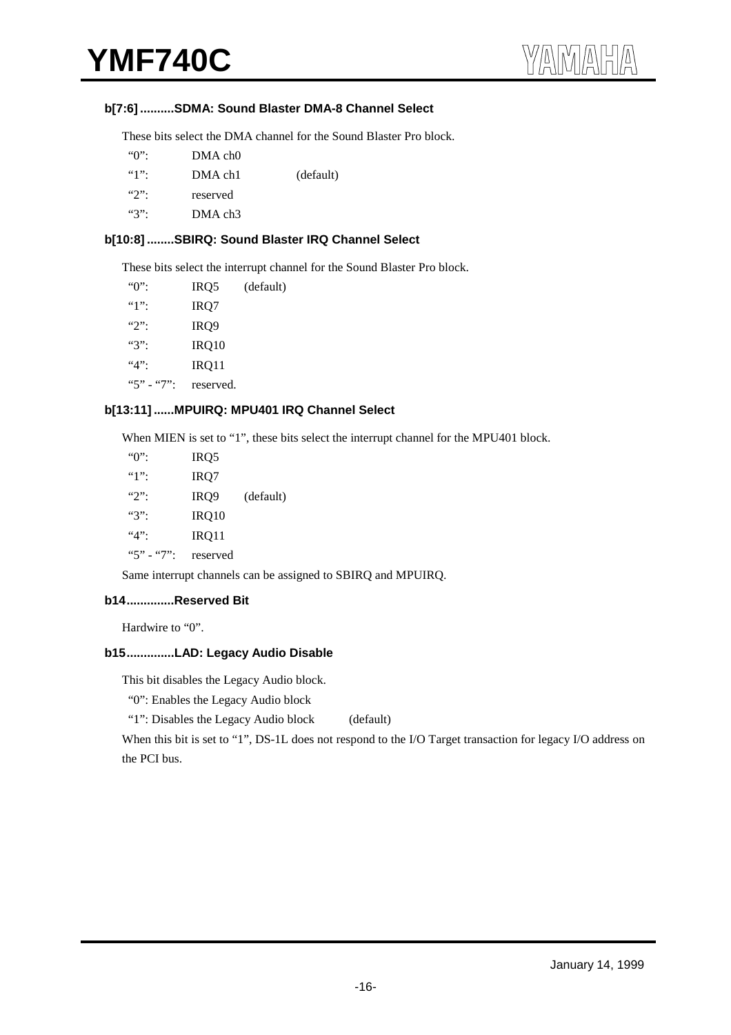#### b[7:6] ..........SDMA: Sound Blaster DMA-8 Channel Select

These bits select the DMA channel for the Sound Blaster Pro block.

| | | |
|---|---|---|
| "0": | DMA ch0 | |
| "1": | DMA ch1 | (default) |
| "2": | reserved | |
| "3": | DMA ch3 | |

#### b[10:8] ........SBIRQ: Sound Blaster IRQ Channel Select

These bits select the interrupt channel for the Sound Blaster Pro block.

| | | |
|---|---|---|
| "0": | IRQ5 | (default) |
| "1": | IRQ7 | |
| "2": | IRQ9 | |
| "3": | IRQ10 | |
| "4": | IRQ11 | |
| "5" - "7": | reserved. | |

#### b[13:11] ......MPUIRQ: MPU401 IRQ Channel Select

When MIEN is set to "1", these bits select the interrupt channel for the MPU401 block.

| | | |
|---|---|---|
| "0": | IRQ5 | |
| "1": | IRQ7 | |
| "2": | IRQ9 | (default) |
| "3": | IRQ10 | |
| "4": | IRQ11 | |
| "5" - "7": | reserved | |

Same interrupt channels can be assigned to SBIRQ and MPUIRQ.

#### b14 .............Reserved Bit

Hardwire to "0".

#### b15 .............LAD: Legacy Audio Disable

This bit disables the Legacy Audio block.

"0": Enables the Legacy Audio block

"1": Disables the Legacy Audio block (default)

When this bit is set to "1", DS-1L does not respond to the I/O Target transaction for legacy I/O address on the PCI bus.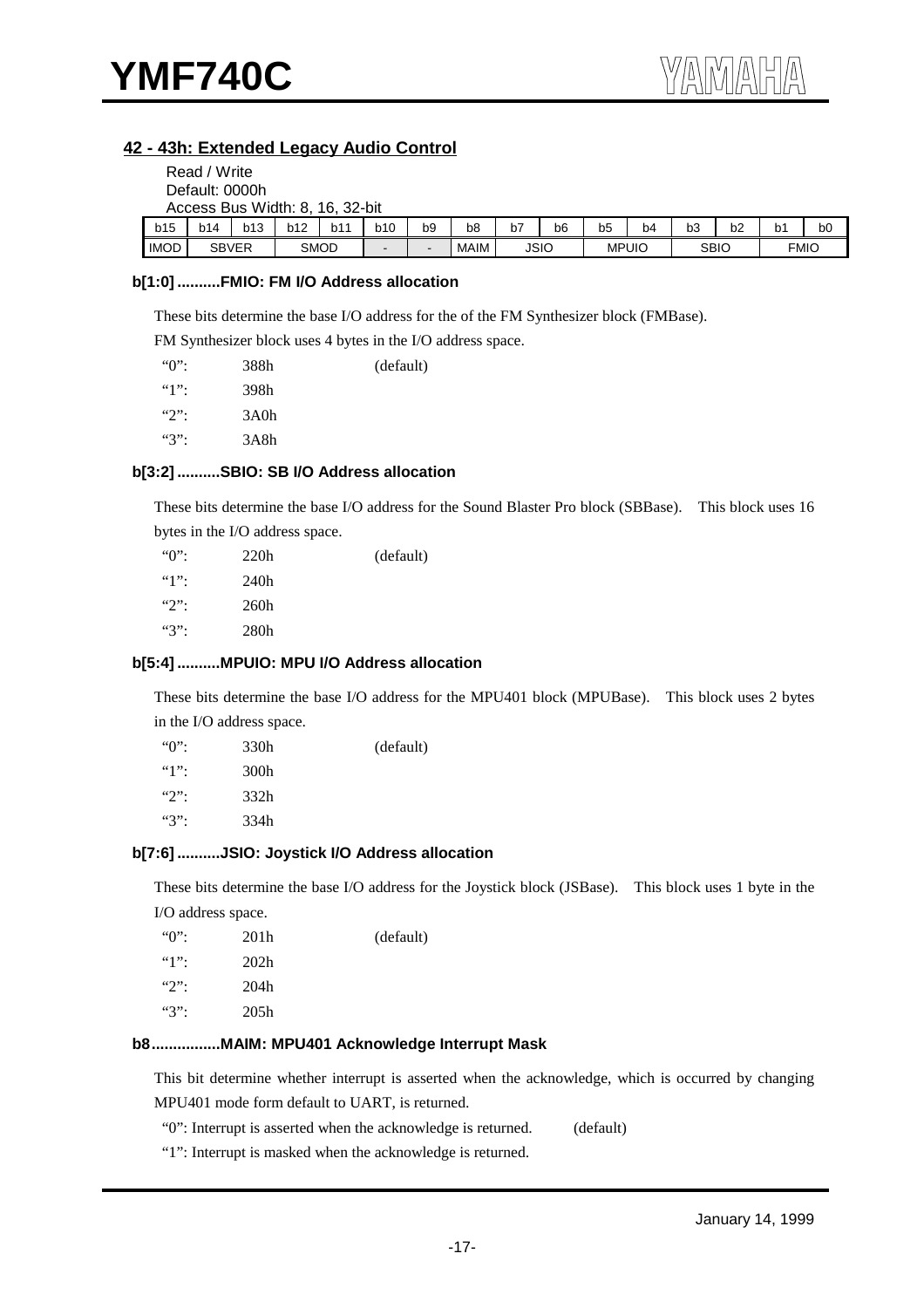## 42 - 43h: Extended Legacy Audio Control

Read / Write
Default: 0000h
Access Bus Width: 8, 16, 32-bit

| b15 | b14 | b13 | b12 | b11 | b10 | b9 | b8 | b7 | b6 | b5 | b4 | b3 | b2 | b1 | b0 |
|---|---|---|---|---|---|---|---|---|---|---|---|---|---|---|---|
| IMOD | SBVER | | SMOD | | - | - | MAIM | JSIO | | MPUIO | | SBIO | | FMIO | |

### b[1:0] ..........FMIO: FM I/O Address allocation

These bits determine the base I/O address for the of the FM Synthesizer block (FMBase).

FM Synthesizer block uses 4 bytes in the I/O address space.

| | | |
|---|---|---|
| "0": | 388h | (default) |
| "1": | 398h | |
| "2": | 3A0h | |
| "3": | 3A8h | |

### b[3:2] ..........SBIO: SB I/O Address allocation

These bits determine the base I/O address for the Sound Blaster Pro block (SBBase). This block uses 16 bytes in the I/O address space.

| | | |
|---|---|---|
| "0": | 220h | (default) |
| "1": | 240h | |
| "2": | 260h | |
| "3": | 280h | |

### b[5:4] ..........MPUIO: MPU I/O Address allocation

These bits determine the base I/O address for the MPU401 block (MPUBase). This block uses 2 bytes in the I/O address space.

| | | |
|---|---|---|
| "0": | 330h | (default) |
| "1": | 300h | |
| "2": | 332h | |
| "3": | 334h | |

### b[7:6] ..........JSIO: Joystick I/O Address allocation

These bits determine the base I/O address for the Joystick block (JSBase). This block uses 1 byte in the I/O address space.

| | | |
|---|---|---|
| "0": | 201h | (default) |
| "1": | 202h | |
| "2": | 204h | |
| "3": | 205h | |

### b8................MAIM: MPU401 Acknowledge Interrupt Mask

This bit determine whether interrupt is asserted when the acknowledge, which is occurred by changing MPU401 mode form default to UART, is returned.

"0": Interrupt is asserted when the acknowledge is returned. (default)

"1": Interrupt is masked when the acknowledge is returned.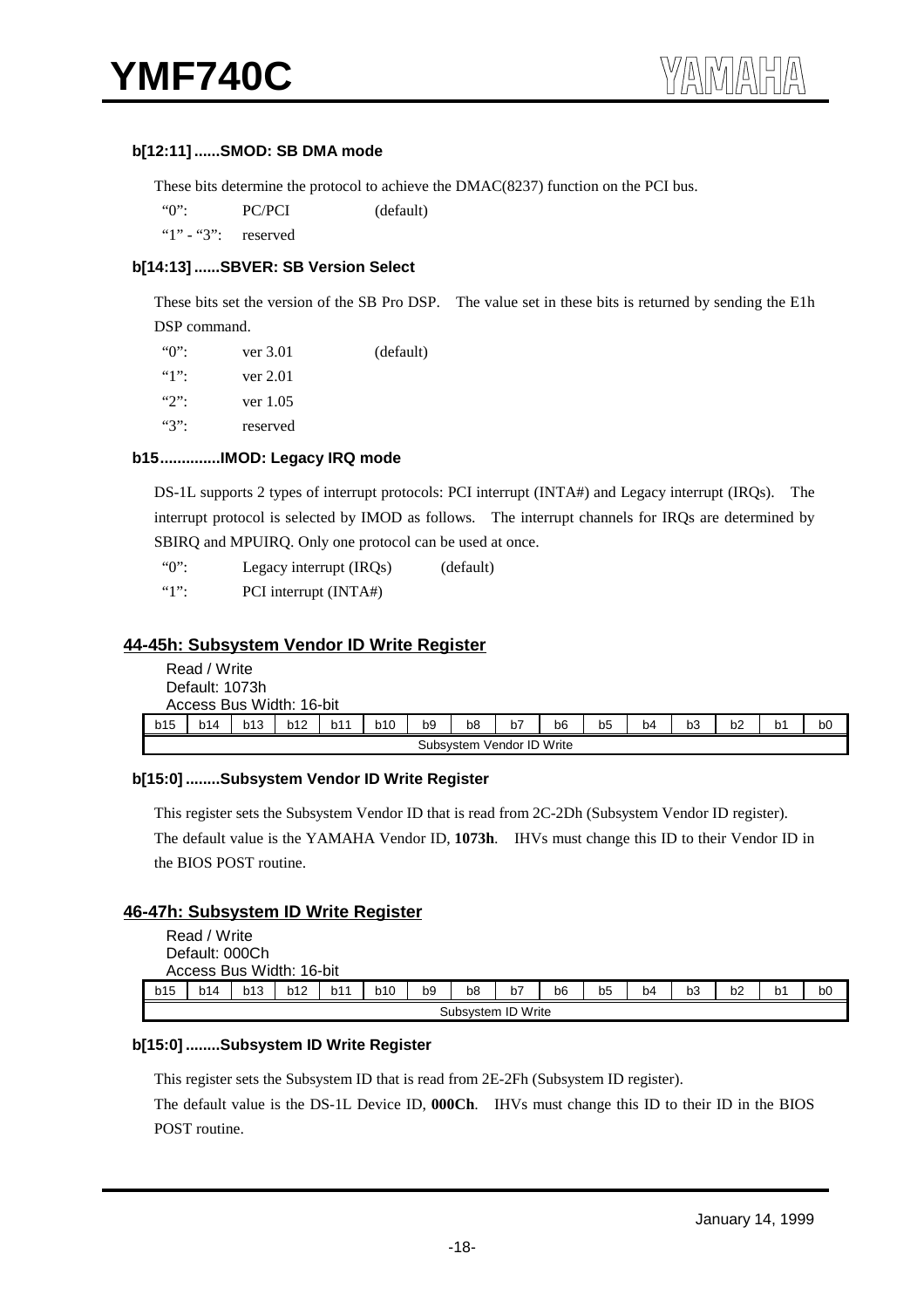#### b[12:11] ......SMOD: SB DMA mode

These bits determine the protocol to achieve the DMAC(8237) function on the PCI bus.

| | | |
|---|---|---|
| "0": | PC/PCI | (default) |
| "1" - "3": | reserved | |

#### b[14:13] ......SBVER: SB Version Select

These bits set the version of the SB Pro DSP. The value set in these bits is returned by sending the E1h DSP command.

| | | |
|---|---|---|
| "0": | ver 3.01 | (default) |
| "1": | ver 2.01 | |
| "2": | ver 1.05 | |
| "3": | reserved | |

#### b15.............IMOD: Legacy IRQ mode

DS-1L supports 2 types of interrupt protocols: PCI interrupt (INTA#) and Legacy interrupt (IRQs). The interrupt protocol is selected by IMOD as follows. The interrupt channels for IRQs are determined by SBIRQ and MPUIRQ. Only one protocol can be used at once.

| | | |
|---|---|---|
| "0": | Legacy interrupt (IRQs) | (default) |
| "1": | PCI interrupt (INTA#) | |

## 44-45h: Subsystem Vendor ID Write Register

Read / Write
Default: 1073h
Access Bus Width: 16-bit

| b15 | b14 | b13 | b12 | b11 | b10 | b9 | b8 | b7 | b6 | b5 | b4 | b3 | b2 | b1 | b0 |
|---|---|---|---|---|---|---|---|---|---|---|---|---|---|---|---|
| Subsystem Vendor ID Write | | | | | | | | | | | | | | | |

#### b[15:0] ........Subsystem Vendor ID Write Register

This register sets the Subsystem Vendor ID that is read from 2C-2Dh (Subsystem Vendor ID register).
The default value is the YAMAHA Vendor ID, **1073h**. IHVs must change this ID to their Vendor ID in the BIOS POST routine.

## 46-47h: Subsystem ID Write Register

Read / Write
Default: 000Ch
Access Bus Width: 16-bit

| b15 | b14 | b13 | b12 | b11 | b10 | b9 | b8 | b7 | b6 | b5 | b4 | b3 | b2 | b1 | b0 |
|---|---|---|---|---|---|---|---|---|---|---|---|---|---|---|---|
| Subsystem ID Write | | | | | | | | | | | | | | | |

#### b[15:0] ........Subsystem ID Write Register

This register sets the Subsystem ID that is read from 2E-2Fh (Subsystem ID register).
The default value is the DS-1L Device ID, **000Ch**. IHVs must change this ID to their ID in the BIOS POST routine.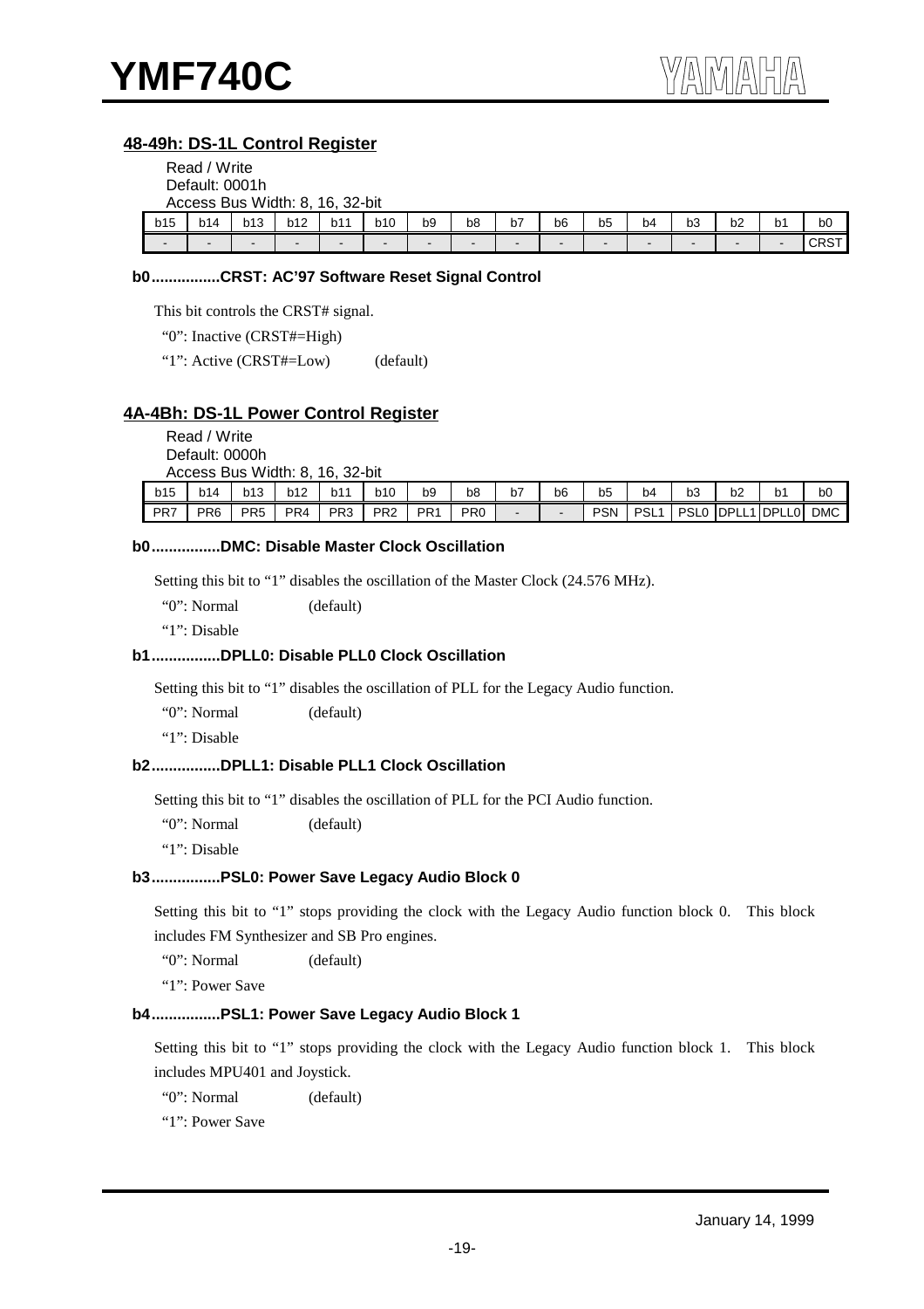## 48-49h: DS-1L Control Register

Read / Write
Default: 0001h
Access Bus Width: 8, 16, 32-bit

| b15 | b14 | b13 | b12 | b11 | b10 | b9 | b8 | b7 | b6 | b5 | b4 | b3 | b2 | b1 | b0 |
|---|---|---|---|---|---|---|---|---|---|---|---|---|---|---|---|
| - | - | - | - | - | - | - | - | - | - | - | - | - | - | - | CRST |

### b0................CRST: AC'97 Software Reset Signal Control

This bit controls the CRST# signal.

"0": Inactive (CRST#=High)

"1": Active (CRST#=Low) (default)

## 4A-4Bh: DS-1L Power Control Register

Read / Write
Default: 0000h
Access Bus Width: 8, 16, 32-bit

| b15 | b14 | b13 | b12 | b11 | b10 | b9 | b8 | b7 | b6 | b5 | b4 | b3 | b2 | b1 | b0 |
|---|---|---|---|---|---|---|---|---|---|---|---|---|---|---|---|
| PR7 | PR6 | PR5 | PR4 | PR3 | PR2 | PR1 | PR0 | - | - | PSN | PSL1 | PSL0 | DPLL1 | DPLL0 | DMC |

### b0................DMC: Disable Master Clock Oscillation

Setting this bit to "1" disables the oscillation of the Master Clock (24.576 MHz).

"0": Normal (default)

"1": Disable

### b1................DPLL0: Disable PLL0 Clock Oscillation

Setting this bit to "1" disables the oscillation of PLL for the Legacy Audio function.

"0": Normal (default)

"1": Disable

### b2................DPLL1: Disable PLL1 Clock Oscillation

Setting this bit to "1" disables the oscillation of PLL for the PCI Audio function.

"0": Normal (default)

"1": Disable

### b3................PSL0: Power Save Legacy Audio Block 0

Setting this bit to "1" stops providing the clock with the Legacy Audio function block 0. This block includes FM Synthesizer and SB Pro engines.

"0": Normal (default)

"1": Power Save

### b4................PSL1: Power Save Legacy Audio Block 1

Setting this bit to "1" stops providing the clock with the Legacy Audio function block 1. This block includes MPU401 and Joystick.

"0": Normal (default)

"1": Power Save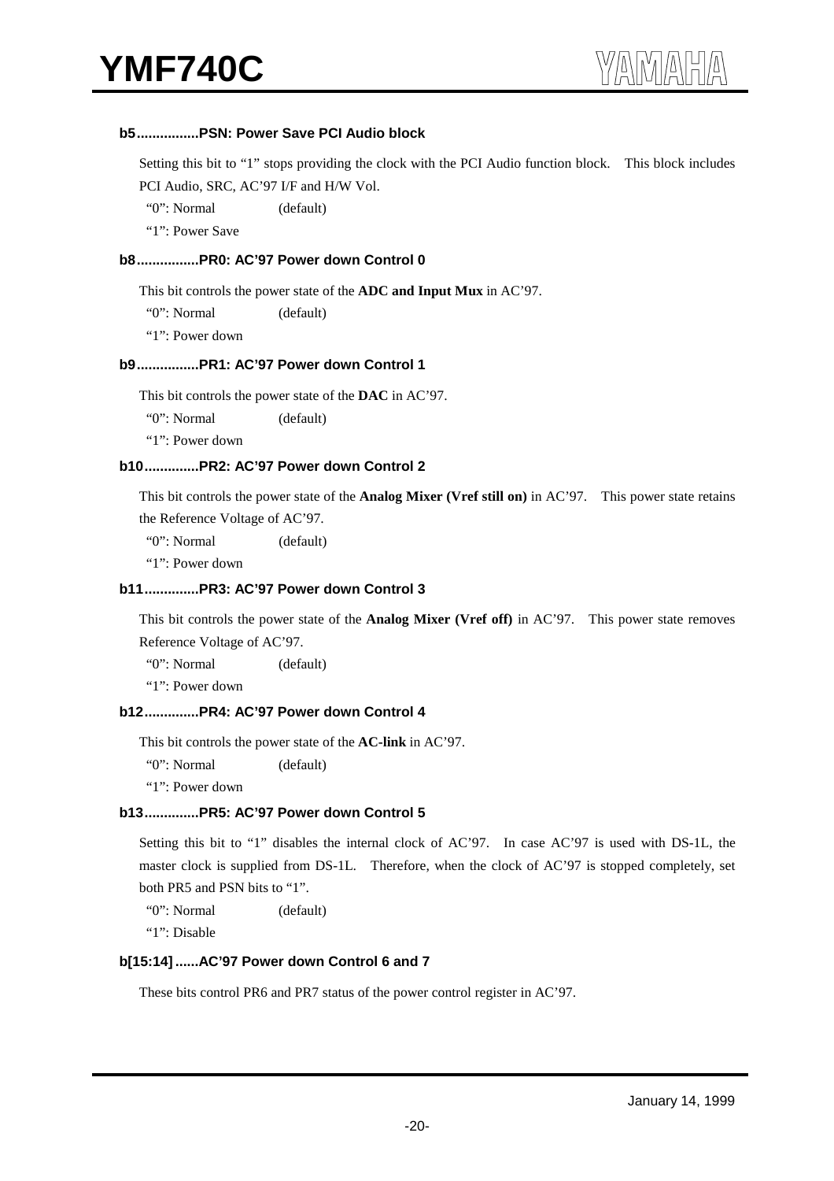#### b5................PSN: Power Save PCI Audio block

Setting this bit to "1" stops providing the clock with the PCI Audio function block. This block includes PCI Audio, SRC, AC'97 I/F and H/W Vol.

"0": Normal (default)

"1": Power Save

#### b8................PR0: AC'97 Power down Control 0

This bit controls the power state of the **ADC and Input Mux** in AC'97.

"0": Normal (default)

"1": Power down

#### b9................PR1: AC'97 Power down Control 1

This bit controls the power state of the **DAC** in AC'97.

"0": Normal (default)

"1": Power down

#### b10..............PR2: AC'97 Power down Control 2

This bit controls the power state of the **Analog Mixer (Vref still on)** in AC'97. This power state retains the Reference Voltage of AC'97.

"0": Normal (default)

"1": Power down

#### b11..............PR3: AC'97 Power down Control 3

This bit controls the power state of the **Analog Mixer (Vref off)** in AC'97. This power state removes Reference Voltage of AC'97.

"0": Normal (default)

"1": Power down

#### b12..............PR4: AC'97 Power down Control 4

This bit controls the power state of the **AC-link** in AC'97.

"0": Normal (default)

"1": Power down

#### b13..............PR5: AC'97 Power down Control 5

Setting this bit to "1" disables the internal clock of AC'97. In case AC'97 is used with DS-1L, the master clock is supplied from DS-1L. Therefore, when the clock of AC'97 is stopped completely, set both PR5 and PSN bits to "1".

"0": Normal (default)

"1": Disable

#### b[15:14]......AC'97 Power down Control 6 and 7

These bits control PR6 and PR7 status of the power control register in AC'97.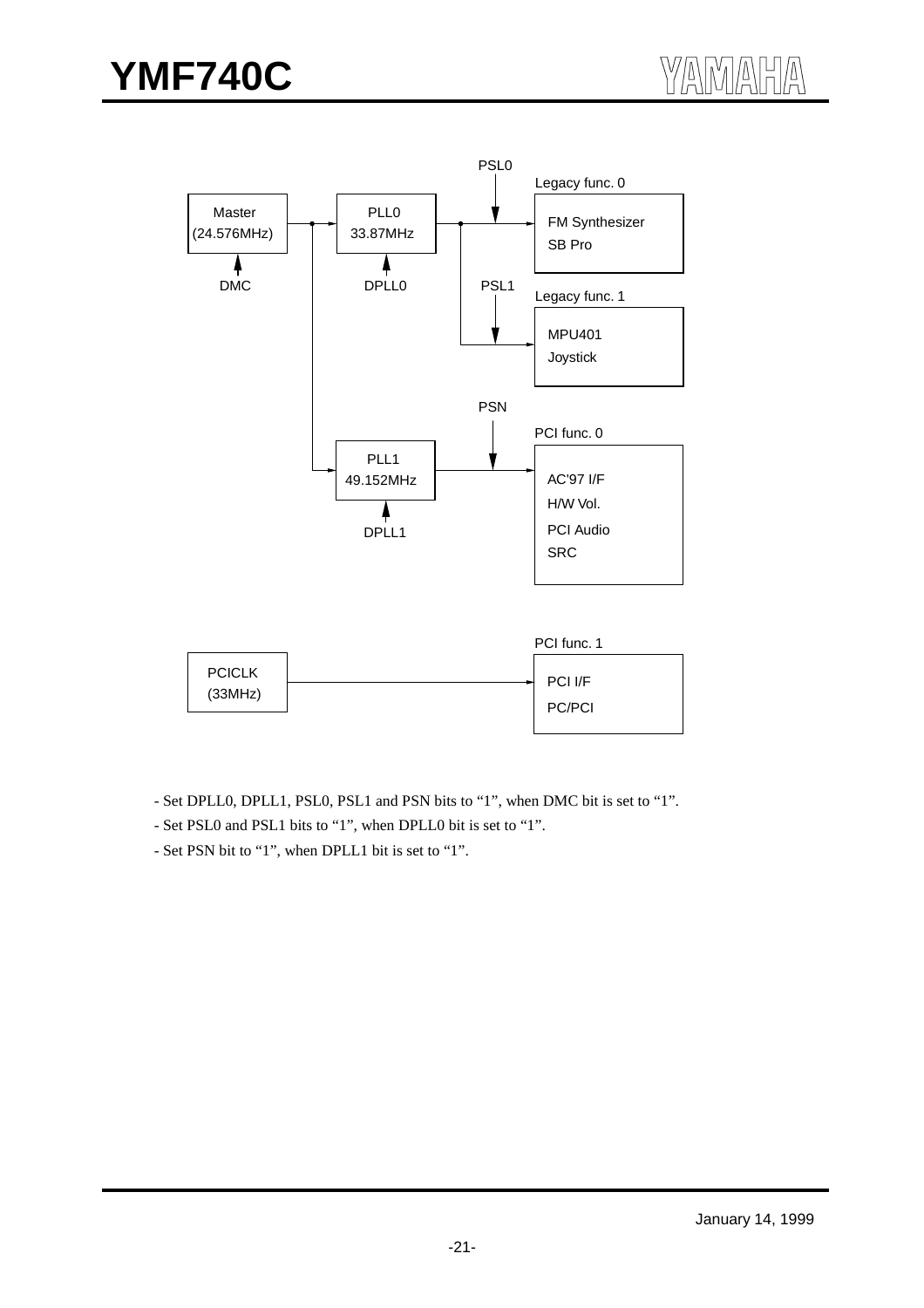- Set DPLL0, DPLL1, PSL0, PSL1 and PSN bits to “1”, when DMC bit is set to “1”.
- Set PSL0 and PSL1 bits to “1”, when DPLL0 bit is set to “1”.
- Set PSN bit to “1”, when DPLL1 bit is set to “1”.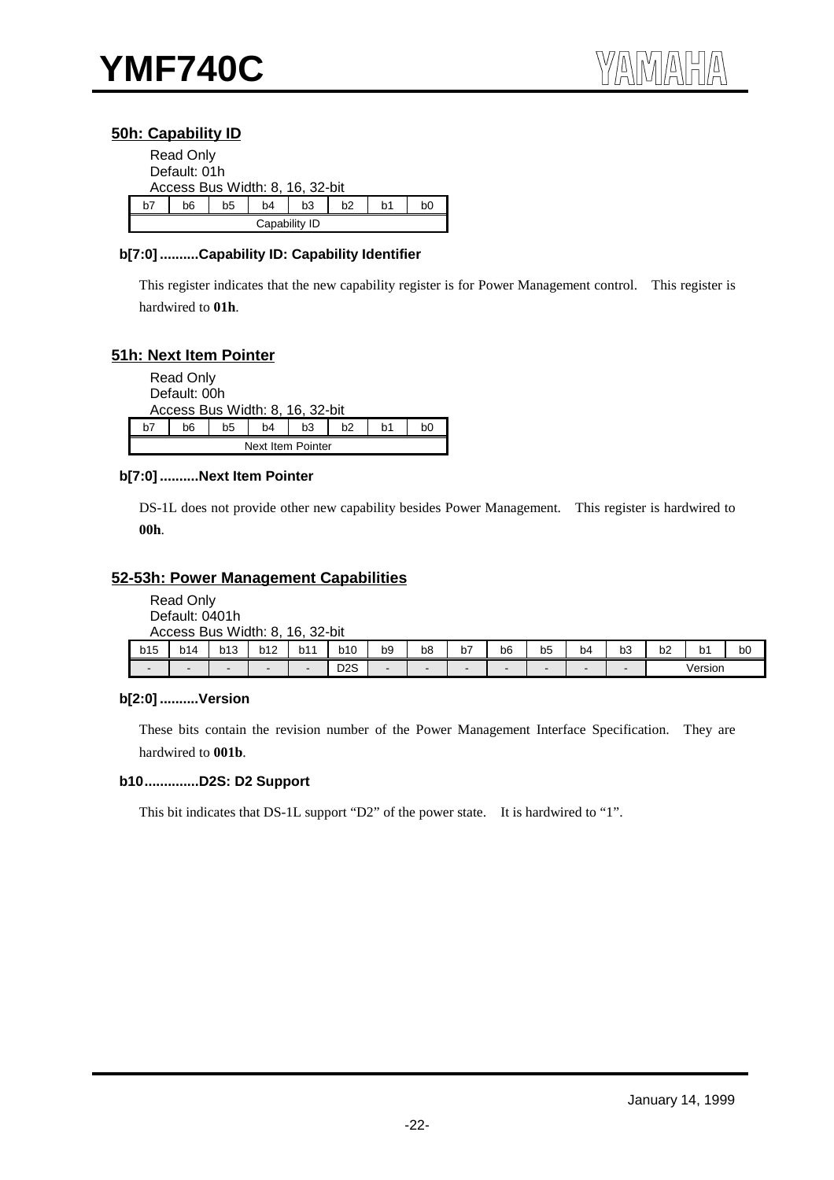### 50h: Capability ID

Read Only
Default: 01h
Access Bus Width: 8, 16, 32-bit

| b7 | b6 | b5 | b4 | b3 | b2 | b1 | b0 |
|---|---|---|---|---|---|---|---|
| Capability ID | | | | | | | |

**b[7:0] ..........Capability ID: Capability Identifier**

This register indicates that the new capability register is for Power Management control. This register is hardwired to **01h**.

### 51h: Next Item Pointer

Read Only
Default: 00h
Access Bus Width: 8, 16, 32-bit

| b7 | b6 | b5 | b4 | b3 | b2 | b1 | b0 |
|---|---|---|---|---|---|---|---|
| Next Item Pointer | | | | | | | |

**b[7:0] ..........Next Item Pointer**

DS-1L does not provide other new capability besides Power Management. This register is hardwired to **00h**.

### 52-53h: Power Management Capabilities

Read Only
Default: 0401h
Access Bus Width: 8, 16, 32-bit

| b15 | b14 | b13 | b12 | b11 | b10 | b9 | b8 | b7 | b6 | b5 | b4 | b3 | b2 | b1 | b0 |
|---|---|---|---|---|---|---|---|---|---|---|---|---|---|---|---|
| - | - | - | - | - | D2S | - | - | - | - | - | - | - | Version | | |

**b[2:0] ..........Version**

These bits contain the revision number of the Power Management Interface Specification. They are hardwired to **001b**.

**b10..............D2S: D2 Support**

This bit indicates that DS-1L support "D2" of the power state. It is hardwired to "1".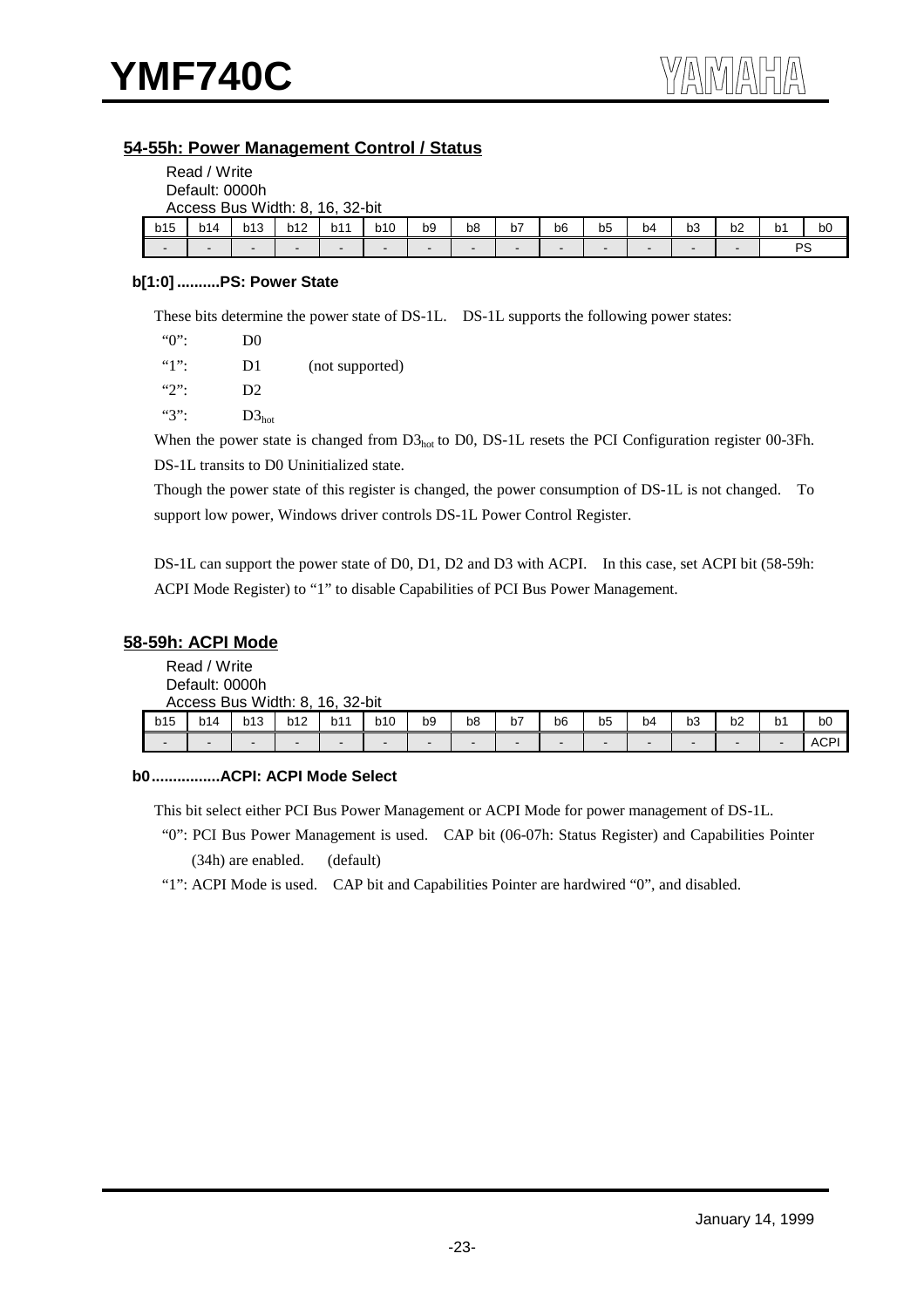## 54-55h: Power Management Control / Status

Read / Write
Default: 0000h
Access Bus Width: 8, 16, 32-bit

| b15 | b14 | b13 | b12 | b11 | b10 | b9 | b8 | b7 | b6 | b5 | b4 | b3 | b2 | b1 | b0 |
|---|---|---|---|---|---|---|---|---|---|---|---|---|---|---|---|
| - | - | - | - | - | - | - | - | - | - | - | - | - | - | PS | |

**b[1:0] ..........PS: Power State**

These bits determine the power state of DS-1L. DS-1L supports the following power states:

"0": D0

"1": D1 (not supported)

"2": D2

"3": $D3_{hot}$

When the power state is changed from $D3_{hot}$ to D0, DS-1L resets the PCI Configuration register 00-3Fh. DS-1L transits to D0 Uninitialized state.

Though the power state of this register is changed, the power consumption of DS-1L is not changed. To support low power, Windows driver controls DS-1L Power Control Register.

DS-1L can support the power state of D0, D1, D2 and D3 with ACPI. In this case, set ACPI bit (58-59h: ACPI Mode Register) to "1" to disable Capabilities of PCI Bus Power Management.

## 58-59h: ACPI Mode

Read / Write
Default: 0000h
Access Bus Width: 8, 16, 32-bit

| b15 | b14 | b13 | b12 | b11 | b10 | b9 | b8 | b7 | b6 | b5 | b4 | b3 | b2 | b1 | b0 |
|---|---|---|---|---|---|---|---|---|---|---|---|---|---|---|---|
| - | - | - | - | - | - | - | - | - | - | - | - | - | - | - | ACPI |

**b0................ACPI: ACPI Mode Select**

This bit select either PCI Bus Power Management or ACPI Mode for power management of DS-1L.

"0": PCI Bus Power Management is used. CAP bit (06-07h: Status Register) and Capabilities Pointer (34h) are enabled. (default)

"1": ACPI Mode is used. CAP bit and Capabilities Pointer are hardwired "0", and disabled.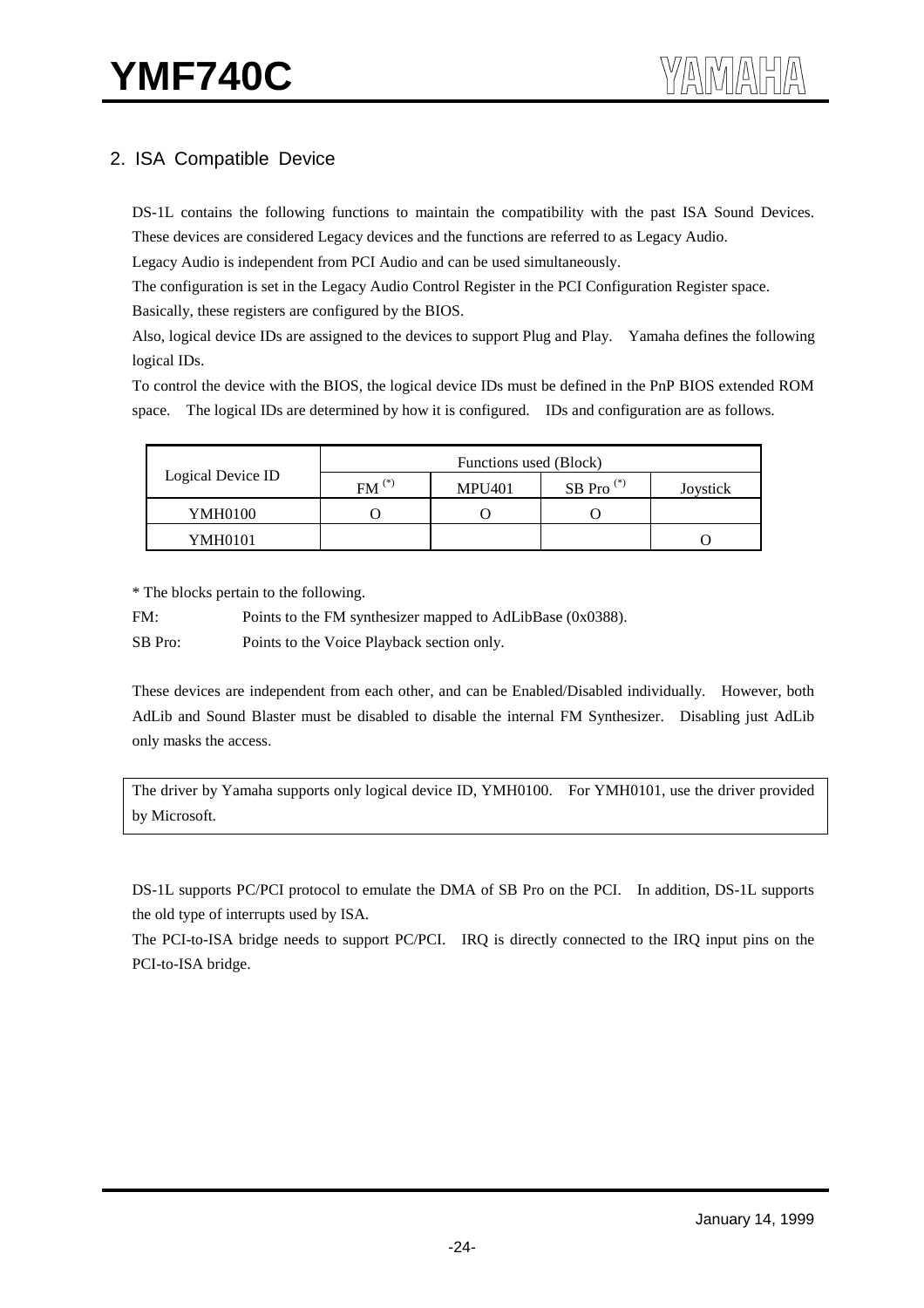## 2. ISA Compatible Device

DS-1L contains the following functions to maintain the compatibility with the past ISA Sound Devices. These devices are considered Legacy devices and the functions are referred to as Legacy Audio.

Legacy Audio is independent from PCI Audio and can be used simultaneously.

The configuration is set in the Legacy Audio Control Register in the PCI Configuration Register space.

Basically, these registers are configured by the BIOS.

Also, logical device IDs are assigned to the devices to support Plug and Play. Yamaha defines the following logical IDs.

To control the device with the BIOS, the logical device IDs must be defined in the PnP BIOS extended ROM space. The logical IDs are determined by how it is configured. IDs and configuration are as follows.

| Logical Device ID | Functions used (Block) | | | |
|---|---|---|---|---|
| | FM (*) | MPU401 | SB Pro (*) | Joystick |
| YMH0100 | O | O | O | |
| YMH0101 | | | | O |

\* The blocks pertain to the following.

FM: Points to the FM synthesizer mapped to AdLibBase (0x0388).

SB Pro: Points to the Voice Playback section only.

These devices are independent from each other, and can be Enabled/Disabled individually. However, both AdLib and Sound Blaster must be disabled to disable the internal FM Synthesizer. Disabling just AdLib only masks the access.

The driver by Yamaha supports only logical device ID, YMH0100. For YMH0101, use the driver provided by Microsoft.

DS-1L supports PC/PCI protocol to emulate the DMA of SB Pro on the PCI. In addition, DS-1L supports the old type of interrupts used by ISA.

The PCI-to-ISA bridge needs to support PC/PCI. IRQ is directly connected to the IRQ input pins on the PCI-to-ISA bridge.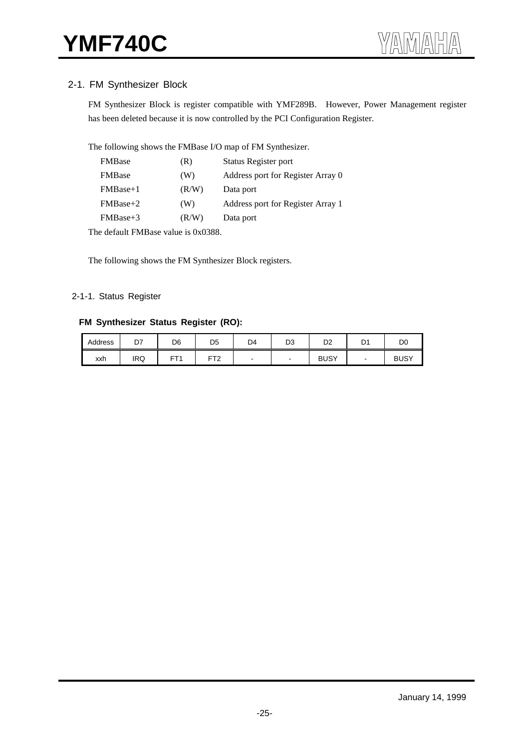## 2-1. FM Synthesizer Block

FM Synthesizer Block is register compatible with YMF289B. However, Power Management register has been deleted because it is now controlled by the PCI Configuration Register.

The following shows the FMBase I/O map of FM Synthesizer.

| | | |
|---|---|---|
| FMBase | (R) | Status Register port |
| FMBase | (W) | Address port for Register Array 0 |
| FMBase+1 | (R/W) | Data port |
| FMBase+2 | (W) | Address port for Register Array 1 |
| FMBase+3 | (R/W) | Data port |

The default FMBase value is 0x0388.

The following shows the FM Synthesizer Block registers.

### 2-1-1. Status Register

**FM Synthesizer Status Register (RO):**

| Address | D7 | D6 | D5 | D4 | D3 | D2 | D1 | D0 |
|---|---|---|---|---|---|---|---|---|
| xxh | IRQ | FT1 | FT2 | - | - | BUSY | - | BUSY |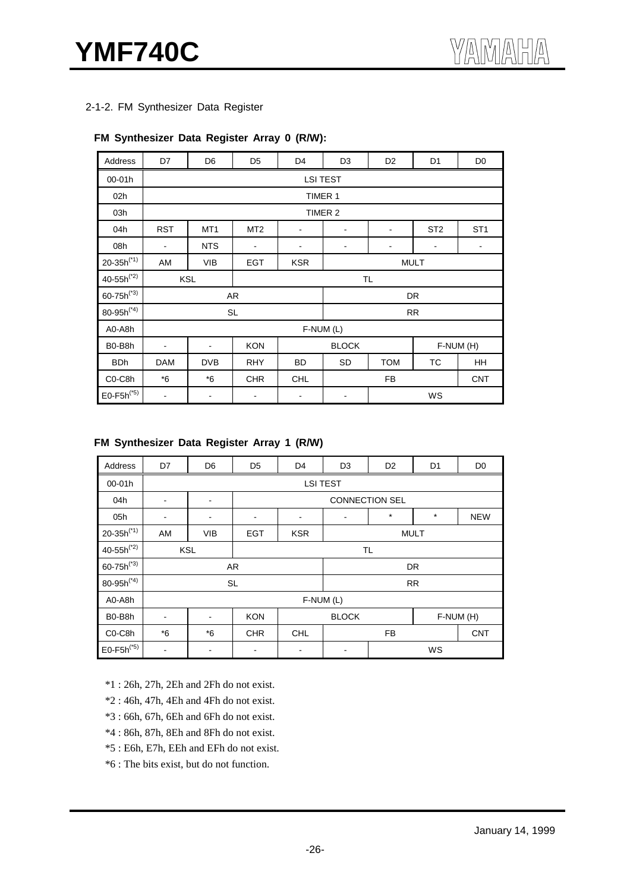## 2-1-2. FM Synthesizer Data Register

**FM Synthesizer Data Register Array 0 (R/W):**

| Address | D7 | D6 | D5 | D4 | D3 | D2 | D1 | D0 |
|---|---|---|---|---|---|---|---|---|
| 00-01h | LSI TEST | | | | | | | |
| 02h | TIMER 1 | | | | | | | |
| 03h | TIMER 2 | | | | | | | |
| 04h | RST | MT1 | MT2 | - | - | - | ST2 | ST1 |
| 08h | - | NTS | - | - | - | - | - | - |
| 20-35h(*1) | AM | VIB | EGT | KSR | MULT | | | |
| 40-55h(*2) | KSL | | TL | | | | | |
| 60-75h(*3) | AR | | | | DR | | | |
| 80-95h(*4) | SL | | | | RR | | | |
| A0-A8h | F-NUM (L) | | | | | | | |
| B0-B8h | - | - | KON | BLOCK | | | F-NUM (H) | |
| BDh | DAM | DVB | RHY | BD | SD | TOM | TC | HH |
| C0-C8h | *6 | *6 | CHR | CHL | FB | | | CNT |
| E0-F5h(*5) | - | - | - | - | - | WS | | |

**FM Synthesizer Data Register Array 1 (R/W)**

| Address | D7 | D6 | D5 | D4 | D3 | D2 | D1 | D0 |
|---|---|---|---|---|---|---|---|---|
| 00-01h | LSI TEST | | | | | | | |
| 04h | - | - | CONNECTION SEL | | | | | |
| 05h | - | - | - | - | - | * | * | NEW |
| 20-35h(*1) | AM | VIB | EGT | KSR | MULT | | | |
| 40-55h(*2) | KSL | | TL | | | | | |
| 60-75h(*3) | AR | | | | DR | | | |
| 80-95h(*4) | SL | | | | RR | | | |
| A0-A8h | F-NUM (L) | | | | | | | |
| B0-B8h | - | - | KON | BLOCK | | | F-NUM (H) | |
| C0-C8h | *6 | *6 | CHR | CHL | FB | | | CNT |
| E0-F5h(*5) | - | - | - | - | - | WS | | |

*1 : 26h, 27h, 2Eh and 2Fh do not exist.

*2 : 46h, 47h, 4Eh and 4Fh do not exist.

*3 : 66h, 67h, 6Eh and 6Fh do not exist.

*4 : 86h, 87h, 8Eh and 8Fh do not exist.

*5 : E6h, E7h, EEh and EFh do not exist.

*6 : The bits exist, but do not function.

January 14, 1999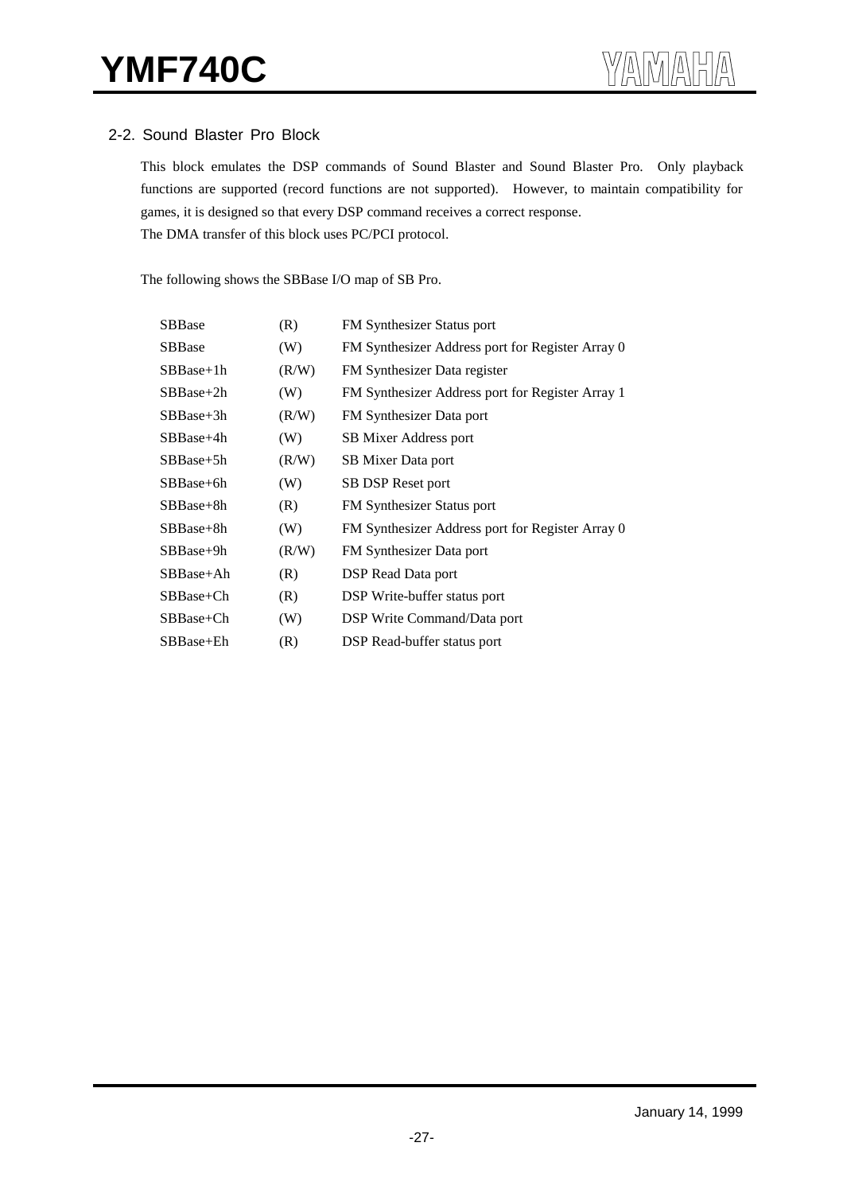## 2-2. Sound Blaster Pro Block

This block emulates the DSP commands of Sound Blaster and Sound Blaster Pro. Only playback functions are supported (record functions are not supported). However, to maintain compatibility for games, it is designed so that every DSP command receives a correct response.
The DMA transfer of this block uses PC/PCI protocol.

The following shows the SBBase I/O map of SB Pro.

| | | |
|---|---|---|
| SBBase | (R) | FM Synthesizer Status port |
| SBBase | (W) | FM Synthesizer Address port for Register Array 0 |
| SBBase+1h | (R/W) | FM Synthesizer Data register |
| SBBase+2h | (W) | FM Synthesizer Address port for Register Array 1 |
| SBBase+3h | (R/W) | FM Synthesizer Data port |
| SBBase+4h | (W) | SB Mixer Address port |
| SBBase+5h | (R/W) | SB Mixer Data port |
| SBBase+6h | (W) | SB DSP Reset port |
| SBBase+8h | (R) | FM Synthesizer Status port |
| SBBase+8h | (W) | FM Synthesizer Address port for Register Array 0 |
| SBBase+9h | (R/W) | FM Synthesizer Data port |
| SBBase+Ah | (R) | DSP Read Data port |
| SBBase+Ch | (R) | DSP Write-buffer status port |
| SBBase+Ch | (W) | DSP Write Command/Data port |
| SBBase+Eh | (R) | DSP Read-buffer status port |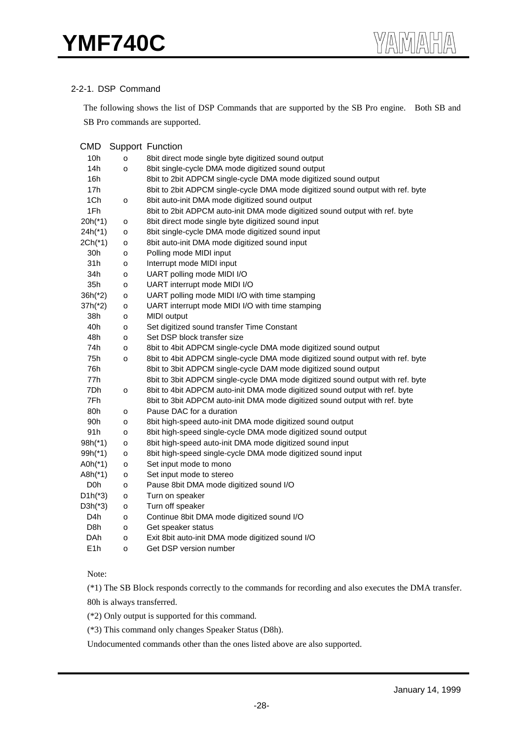### 2-2-1. DSP Command

The following shows the list of DSP Commands that are supported by the SB Pro engine. Both SB and SB Pro commands are supported.

| CMD | Support | Function |
|---|---|---|
| 10h | o | 8bit direct mode single byte digitized sound output |
| 14h | o | 8bit single-cycle DMA mode digitized sound output |
| 16h | | 8bit to 2bit ADPCM single-cycle DMA mode digitized sound output |
| 17h | | 8bit to 2bit ADPCM single-cycle DMA mode digitized sound output with ref. byte |
| 1Ch | o | 8bit auto-init DMA mode digitized sound output |
| 1Fh | | 8bit to 2bit ADPCM auto-init DMA mode digitized sound output with ref. byte |
| 20h(*1) | o | 8bit direct mode single byte digitized sound input |
| 24h(*1) | o | 8bit single-cycle DMA mode digitized sound input |
| 2Ch(*1) | o | 8bit auto-init DMA mode digitized sound input |
| 30h | o | Polling mode MIDI input |
| 31h | o | Interrupt mode MIDI input |
| 34h | o | UART polling mode MIDI I/O |
| 35h | o | UART interrupt mode MIDI I/O |
| 36h(*2) | o | UART polling mode MIDI I/O with time stamping |
| 37h(*2) | o | UART interrupt mode MIDI I/O with time stamping |
| 38h | o | MIDI output |
| 40h | o | Set digitized sound transfer Time Constant |
| 48h | o | Set DSP block transfer size |
| 74h | o | 8bit to 4bit ADPCM single-cycle DMA mode digitized sound output |
| 75h | o | 8bit to 4bit ADPCM single-cycle DMA mode digitized sound output with ref. byte |
| 76h | | 8bit to 3bit ADPCM single-cycle DAM mode digitized sound output |
| 77h | | 8bit to 3bit ADPCM single-cycle DMA mode digitized sound output with ref. byte |
| 7Dh | o | 8bit to 4bit ADPCM auto-init DMA mode digitized sound output with ref. byte |
| 7Fh | | 8bit to 3bit ADPCM auto-init DMA mode digitized sound output with ref. byte |
| 80h | o | Pause DAC for a duration |
| 90h | o | 8bit high-speed auto-init DMA mode digitized sound output |
| 91h | o | 8bit high-speed single-cycle DMA mode digitized sound output |
| 98h(*1) | o | 8bit high-speed auto-init DMA mode digitized sound input |
| 99h(*1) | o | 8bit high-speed single-cycle DMA mode digitized sound input |
| A0h(*1) | o | Set input mode to mono |
| A8h(*1) | o | Set input mode to stereo |
| D0h | o | Pause 8bit DMA mode digitized sound I/O |
| D1h(*3) | o | Turn on speaker |
| D3h(*3) | o | Turn off speaker |
| D4h | o | Continue 8bit DMA mode digitized sound I/O |
| D8h | o | Get speaker status |
| DAh | o | Exit 8bit auto-init DMA mode digitized sound I/O |
| E1h | o | Get DSP version number |

Note:

(*1) The SB Block responds correctly to the commands for recording and also executes the DMA transfer. 80h is always transferred.

(*2) Only output is supported for this command.

(*3) This command only changes Speaker Status (D8h).

Undocumented commands other than the ones listed above are also supported.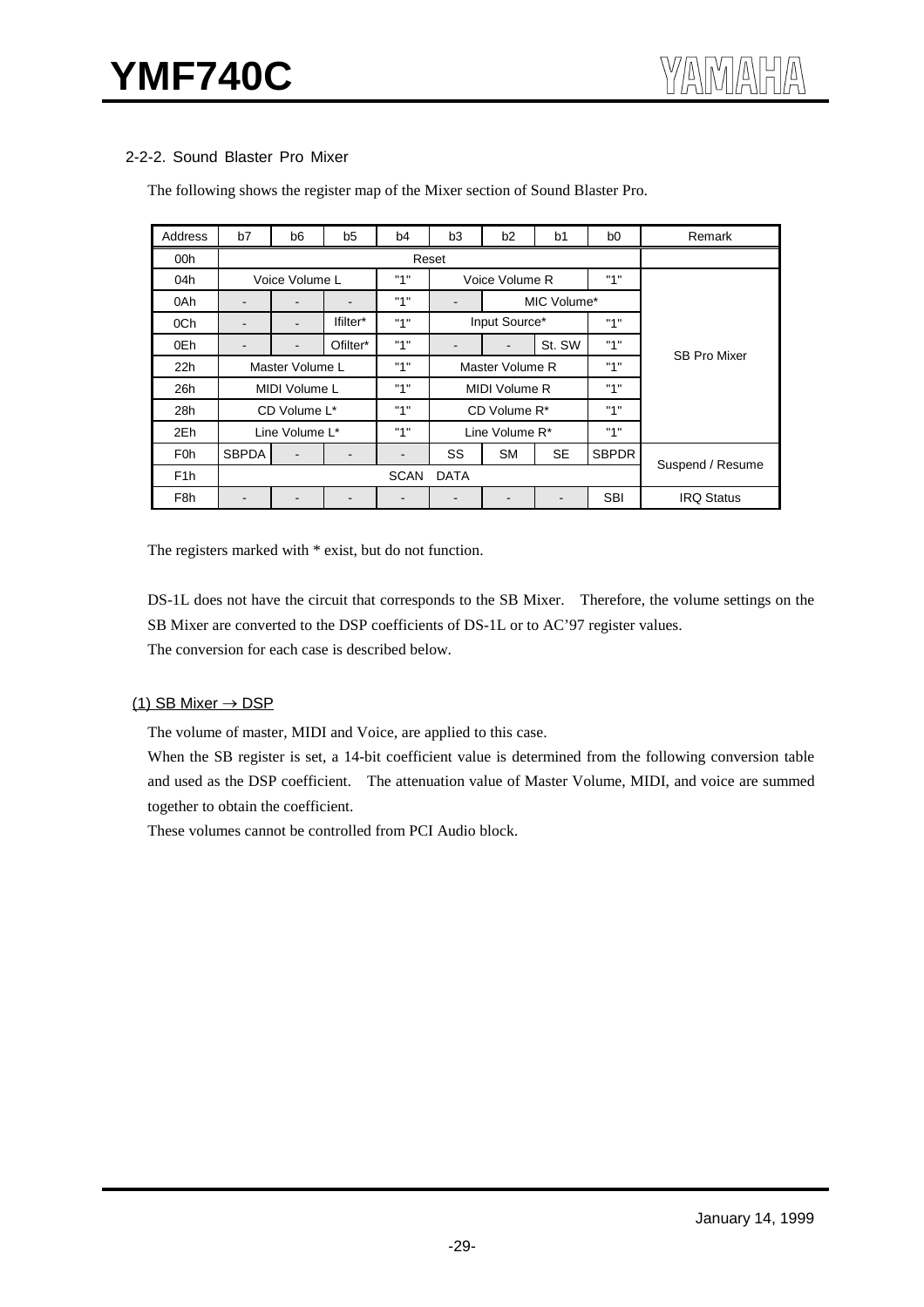### 2-2-2. Sound Blaster Pro Mixer

The following shows the register map of the Mixer section of Sound Blaster Pro.

| Address | b7 | b6 | b5 | b4 | b3 | b2 | b1 | b0 | Remark |
|---|---|---|---|---|---|---|---|---|---|
| 00h | Reset | | | | | | | | |
| 04h | Voice Volume L | | | "1" | Voice Volume R | | | "1" | SB Pro Mixer |
| 0Ah | - | - | - | "1" | - | MIC Volume* | | | |
| 0Ch | - | - | Ifilter* | "1" | Input Source* | | | "1" | |
| 0Eh | - | - | Ofilter* | "1" | - | - | St. SW | "1" | |
| 22h | Master Volume L | | | "1" | Master Volume R | | | "1" | |
| 26h | MIDI Volume L | | | "1" | MIDI Volume R | | | "1" | |
| 28h | CD Volume L* | | | "1" | CD Volume R* | | | "1" | |
| 2Eh | Line Volume L* | | | "1" | Line Volume R* | | | "1" | |
| F0h | SBPDA | - | - | - | SS | SM | SE | SBPDR | Suspend / Resume |
| F1h | SCAN DATA | | | | | | | | |
| F8h | - | - | - | - | - | - | - | SBI | IRQ Status |

The registers marked with * exist, but do not function.

DS-1L does not have the circuit that corresponds to the SB Mixer. Therefore, the volume settings on the SB Mixer are converted to the DSP coefficients of DS-1L or to AC'97 register values.
The conversion for each case is described below.

#### (1) SB Mixer → DSP

The volume of master, MIDI and Voice, are applied to this case.
When the SB register is set, a 14-bit coefficient value is determined from the following conversion table and used as the DSP coefficient. The attenuation value of Master Volume, MIDI, and voice are summed together to obtain the coefficient.
These volumes cannot be controlled from PCI Audio block.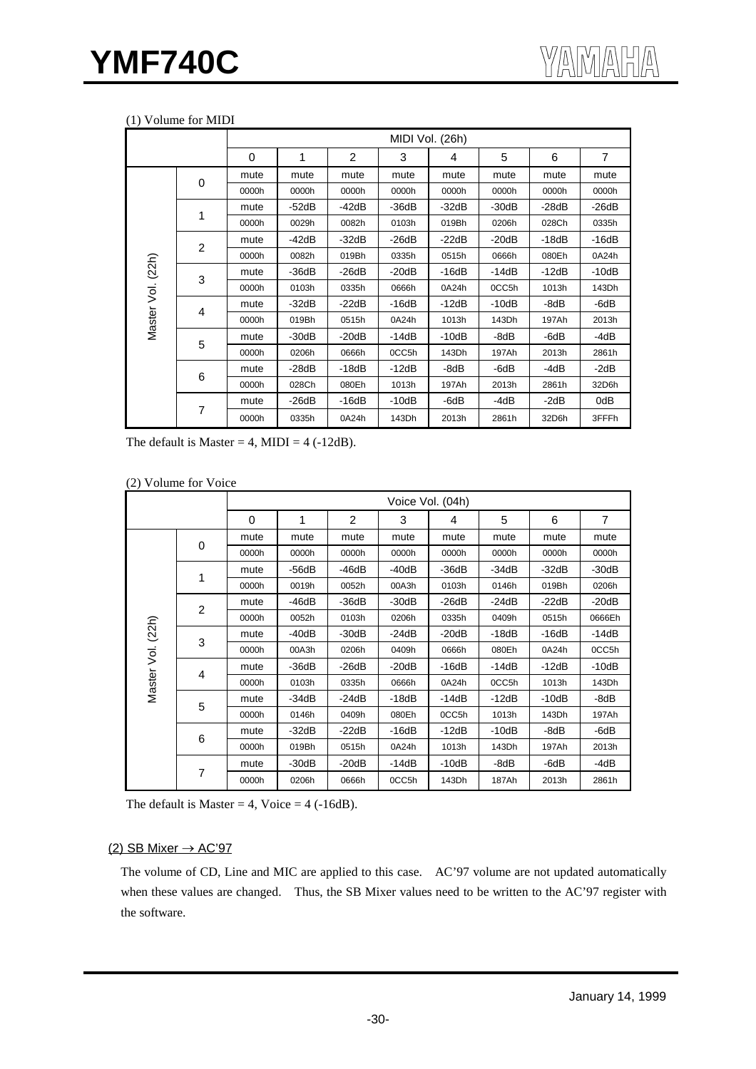(1) Volume for MIDI

| | | MIDI Vol. (26h) | | | | | | | |
|---|---|---|---|---|---|---|---|---|---|
| | | 0 | 1 | 2 | 3 | 4 | 5 | 6 | 7 |
| Master Vol. (22h) | 0 | mute | mute | mute | mute | mute | mute | mute | mute |
| | | 0000h | 0000h | 0000h | 0000h | 0000h | 0000h | 0000h | 0000h |
| | 1 | mute | -52dB | -42dB | -36dB | -32dB | -30dB | -28dB | -26dB |
| | | 0000h | 0029h | 0082h | 0103h | 019Bh | 0206h | 028Ch | 0335h |
| | 2 | mute | -42dB | -32dB | -26dB | -22dB | -20dB | -18dB | -16dB |
| | | 0000h | 0082h | 019Bh | 0335h | 0515h | 0666h | 080Eh | 0A24h |
| | 3 | mute | -36dB | -26dB | -20dB | -16dB | -14dB | -12dB | -10dB |
| | | 0000h | 0103h | 0335h | 0666h | 0A24h | 0CC5h | 1013h | 143Dh |
| | 4 | mute | -32dB | -22dB | -16dB | -12dB | -10dB | -8dB | -6dB |
| | | 0000h | 019Bh | 0515h | 0A24h | 1013h | 143Dh | 197Ah | 2013h |
| | 5 | mute | -30dB | -20dB | -14dB | -10dB | -8dB | -6dB | -4dB |
| | | 0000h | 0206h | 0666h | 0CC5h | 143Dh | 197Ah | 2013h | 2861h |
| | 6 | mute | -28dB | -18dB | -12dB | -8dB | -6dB | -4dB | -2dB |
| | | 0000h | 028Ch | 080Eh | 1013h | 197Ah | 2013h | 2861h | 32D6h |
| | 7 | mute | -26dB | -16dB | -10dB | -6dB | -4dB | -2dB | 0dB |
| | | 0000h | 0335h | 0A24h | 143Dh | 2013h | 2861h | 32D6h | 3FFFh |

The default is Master = 4, MIDI = 4 (-12dB).

(2) Volume for Voice

| | | Voice Vol. (04h) | | | | | | | |
|---|---|---|---|---|---|---|---|---|---|
| | | 0 | 1 | 2 | 3 | 4 | 5 | 6 | 7 |
| Master Vol. (22h) | 0 | mute | mute | mute | mute | mute | mute | mute | mute |
| | | 0000h | 0000h | 0000h | 0000h | 0000h | 0000h | 0000h | 0000h |
| | 1 | mute | -56dB | -46dB | -40dB | -36dB | -34dB | -32dB | -30dB |
| | | 0000h | 0019h | 0052h | 00A3h | 0103h | 0146h | 019Bh | 0206h |
| | 2 | mute | -46dB | -36dB | -30dB | -26dB | -24dB | -22dB | -20dB |
| | | 0000h | 0052h | 0103h | 0206h | 0335h | 0409h | 0515h | 0666Eh |
| | 3 | mute | -40dB | -30dB | -24dB | -20dB | -18dB | -16dB | -14dB |
| | | 0000h | 00A3h | 0206h | 0409h | 0666h | 080Eh | 0A24h | 0CC5h |
| | 4 | mute | -36dB | -26dB | -20dB | -16dB | -14dB | -12dB | -10dB |
| | | 0000h | 0103h | 0335h | 0666h | 0A24h | 0CC5h | 1013h | 143Dh |
| | 5 | mute | -34dB | -24dB | -18dB | -14dB | -12dB | -10dB | -8dB |
| | | 0000h | 0146h | 0409h | 080Eh | 0CC5h | 1013h | 143Dh | 197Ah |
| | 6 | mute | -32dB | -22dB | -16dB | -12dB | -10dB | -8dB | -6dB |
| | | 0000h | 019Bh | 0515h | 0A24h | 1013h | 143Dh | 197Ah | 2013h |
| | 7 | mute | -30dB | -20dB | -14dB | -10dB | -8dB | -6dB | -4dB |
| | | 0000h | 0206h | 0666h | 0CC5h | 143Dh | 187Ah | 2013h | 2861h |

The default is Master = 4, Voice = 4 (-16dB).

(2) SB Mixer → AC'97

The volume of CD, Line and MIC are applied to this case. AC'97 volume are not updated automatically when these values are changed. Thus, the SB Mixer values need to be written to the AC'97 register with the software.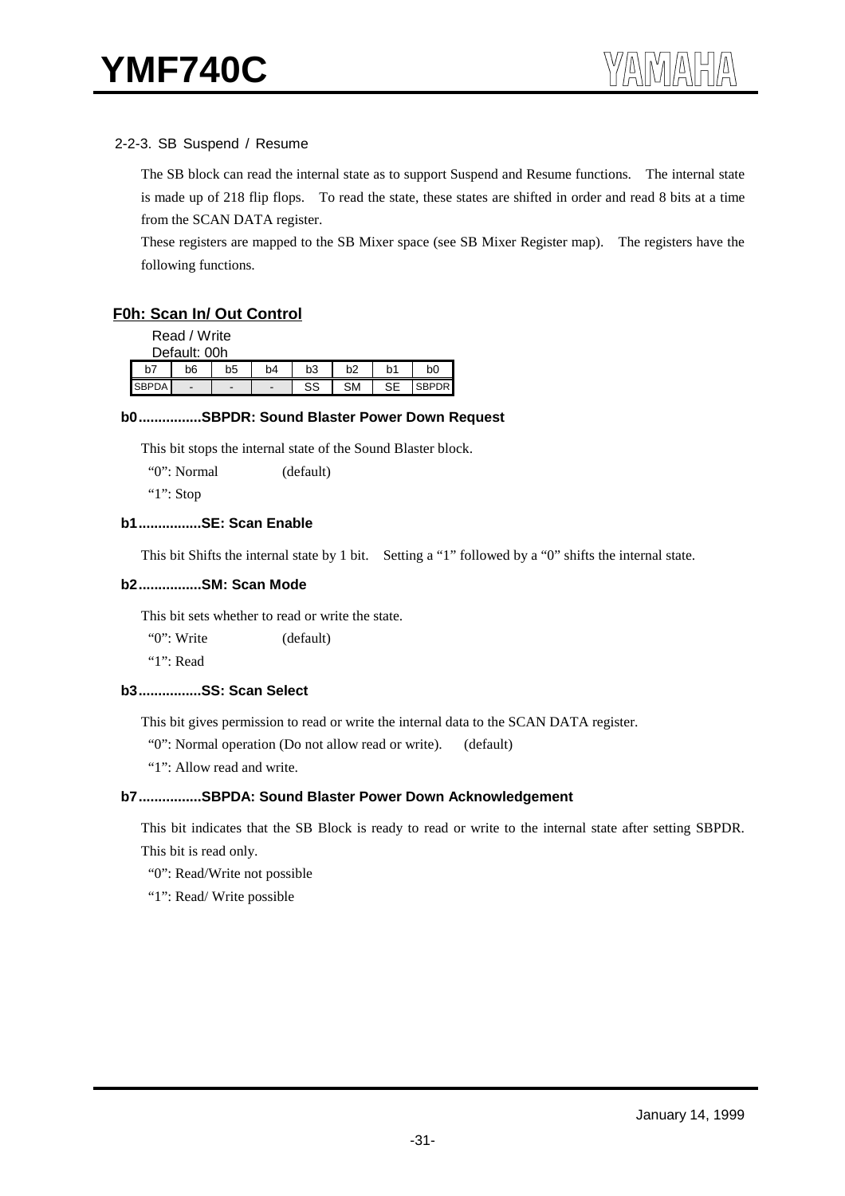### 2-2-3. SB Suspend / Resume

The SB block can read the internal state as to support Suspend and Resume functions. The internal state is made up of 218 flip flops. To read the state, these states are shifted in order and read 8 bits at a time from the SCAN DATA register.

These registers are mapped to the SB Mixer space (see SB Mixer Register map). The registers have the following functions.

#### F0h: Scan In/ Out Control

Read / Write
Default: 00h

| b7 | b6 | b5 | b4 | b3 | b2 | b1 | b0 |
|---|---|---|---|---|---|---|---|
| SBPDA | - | - | - | SS | SM | SE | SBPDR |

**b0................SBPDR: Sound Blaster Power Down Request**

This bit stops the internal state of the Sound Blaster block.

"0": Normal (default)

"1": Stop

**b1................SE: Scan Enable**

This bit Shifts the internal state by 1 bit. Setting a "1" followed by a "0" shifts the internal state.

**b2................SM: Scan Mode**

This bit sets whether to read or write the state.

"0": Write (default)

"1": Read

**b3................SS: Scan Select**

This bit gives permission to read or write the internal data to the SCAN DATA register.

"0": Normal operation (Do not allow read or write). (default)

"1": Allow read and write.

**b7................SBPDA: Sound Blaster Power Down Acknowledgement**

This bit indicates that the SB Block is ready to read or write to the internal state after setting SBPDR. This bit is read only.

"0": Read/Write not possible

"1": Read/ Write possible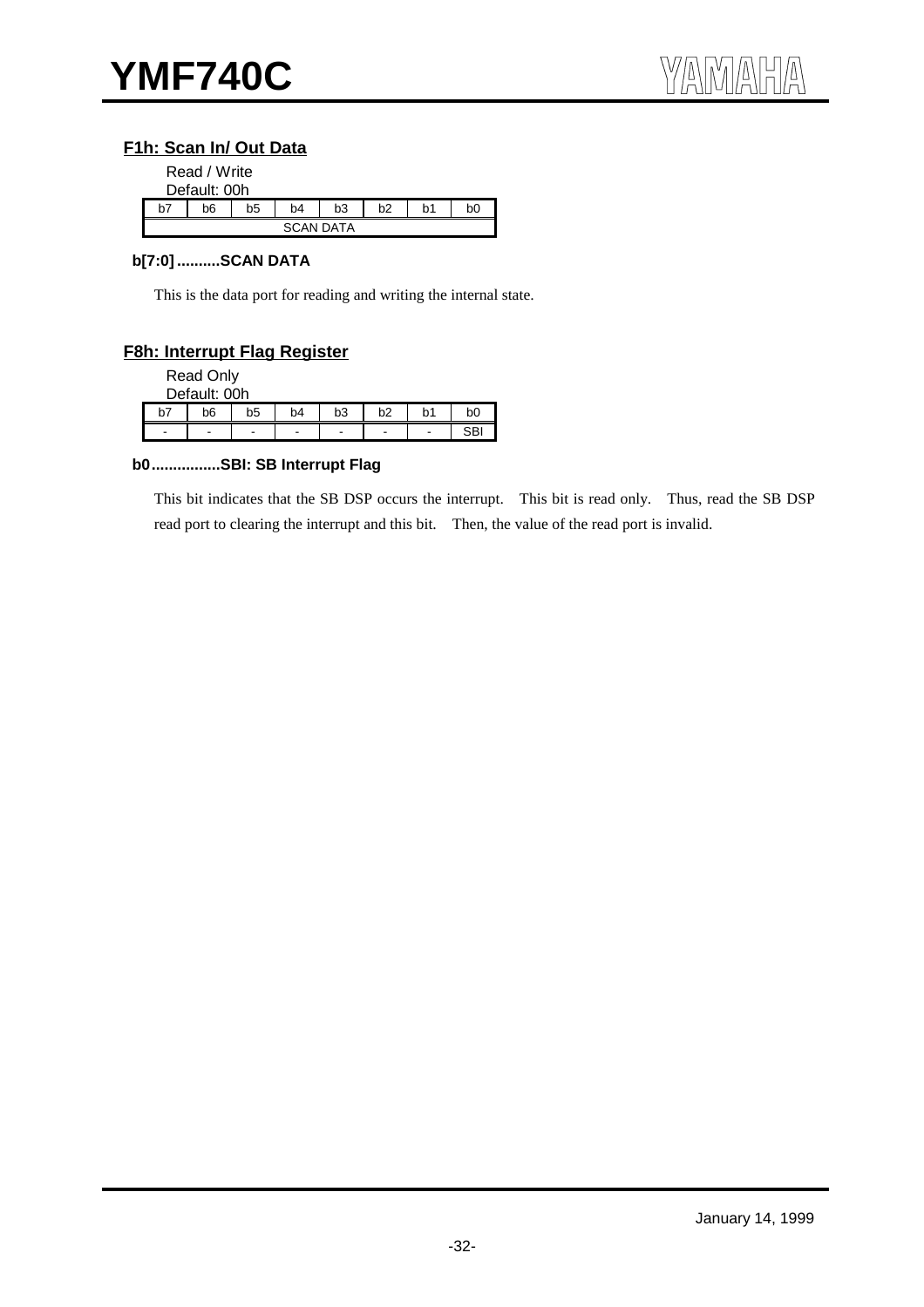## F1h: Scan In/ Out Data

Read / Write
Default: 00h

| b7 | b6 | b5 | b4 | b3 | b2 | b1 | b0 |
|---|---|---|---|---|---|---|---|
| SCAN DATA | | | | | | | |

**b[7:0] ..........SCAN DATA**

This is the data port for reading and writing the internal state.

## F8h: Interrupt Flag Register

Read Only
Default: 00h

| b7 | b6 | b5 | b4 | b3 | b2 | b1 | b0 |
|---|---|---|---|---|---|---|---|
| - | - | - | - | - | - | - | SBI |

**b0................SBI: SB Interrupt Flag**

This bit indicates that the SB DSP occurs the interrupt. This bit is read only. Thus, read the SB DSP read port to clearing the interrupt and this bit. Then, the value of the read port is invalid.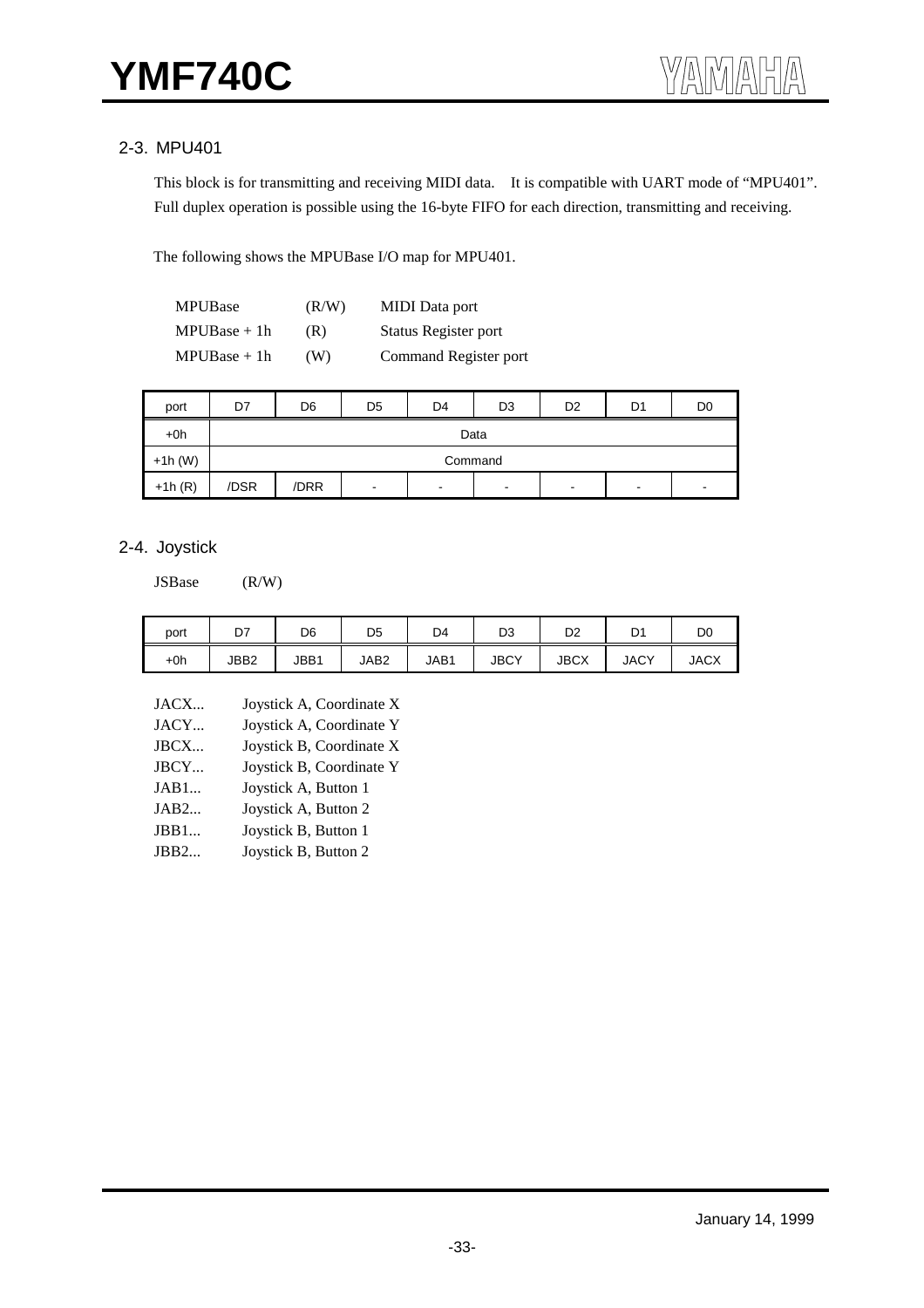## 2-3. MPU401

This block is for transmitting and receiving MIDI data. It is compatible with UART mode of "MPU401". Full duplex operation is possible using the 16-byte FIFO for each direction, transmitting and receiving.

The following shows the MPUBase I/O map for MPU401.

| | | |
|---|---|---|
| MPUBase | (R/W) | MIDI Data port |
| MPUBase + 1h | (R) | Status Register port |
| MPUBase + 1h | (W) | Command Register port |

| port | D7 | D6 | D5 | D4 | D3 | D2 | D1 | D0 |
|---|---|---|---|---|---|---|---|---|
| +0h | Data | | | | | | | |
| +1h (W) | Command | | | | | | | |
| +1h (R) | /DSR | /DRR | - | - | - | - | - | - |

## 2-4. Joystick

JSBase (R/W)

| port | D7 | D6 | D5 | D4 | D3 | D2 | D1 | D0 |
|---|---|---|---|---|---|---|---|---|
| +0h | JBB2 | JBB1 | JAB2 | JAB1 | JBCY | JBCX | JACY | JACX |

| | |
|---|---|
| JACX... | Joystick A, Coordinate X |
| JACY... | Joystick A, Coordinate Y |
| JBCX... | Joystick B, Coordinate X |
| JBCY... | Joystick B, Coordinate Y |
| JAB1... | Joystick A, Button 1 |
| JAB2... | Joystick A, Button 2 |
| JBB1... | Joystick B, Button 1 |
| JBB2... | Joystick B, Button 2 |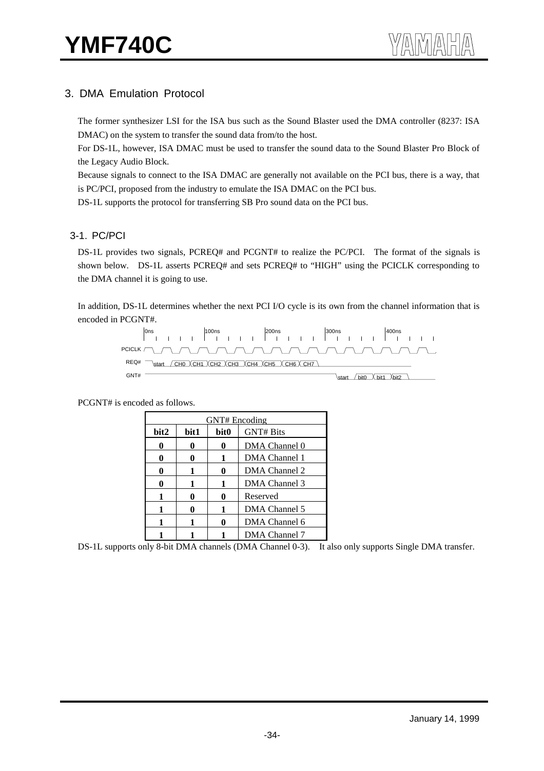## 3. DMA Emulation Protocol

The former synthesizer LSI for the ISA bus such as the Sound Blaster used the DMA controller (8237: ISA DMAC) on the system to transfer the sound data from/to the host.
For DS-1L, however, ISA DMAC must be used to transfer the sound data to the Sound Blaster Pro Block of the Legacy Audio Block.
Because signals to connect to the ISA DMAC are generally not available on the PCI bus, there is a way, that is PC/PCI, proposed from the industry to emulate the ISA DMAC on the PCI bus.
DS-1L supports the protocol for transferring SB Pro sound data on the PCI bus.

### 3-1. PC/PCI

DS-1L provides two signals, PCREQ# and PCGNT# to realize the PC/PCI. The format of the signals is shown below. DS-1L asserts PCREQ# and sets PCREQ# to "HIGH" using the PCICLK corresponding to the DMA channel it is going to use.

In addition, DS-1L determines whether the next PCI I/O cycle is its own from the channel information that is encoded in PCGNT#.

```
         0ns            100ns           200ns           300ns           400ns
PCICLK
REQ#     start  CH0 CH1 CH2 CH3 CH4 CH5 CH6 CH7
GNT#                                                    start  bit0 bit1 bit2
```

PCGNT# is encoded as follows.

| GNT# Encoding | | | |
|---|---|---|---|
| **bit2** | **bit1** | **bit0** | GNT# Bits |
| **0** | **0** | **0** | DMA Channel 0 |
| **0** | **0** | **1** | DMA Channel 1 |
| **0** | **1** | **0** | DMA Channel 2 |
| **0** | **1** | **1** | DMA Channel 3 |
| **1** | **0** | **0** | Reserved |
| **1** | **0** | **1** | DMA Channel 5 |
| **1** | **1** | **0** | DMA Channel 6 |
| **1** | **1** | **1** | DMA Channel 7 |

DS-1L supports only 8-bit DMA channels (DMA Channel 0-3). It also only supports Single DMA transfer.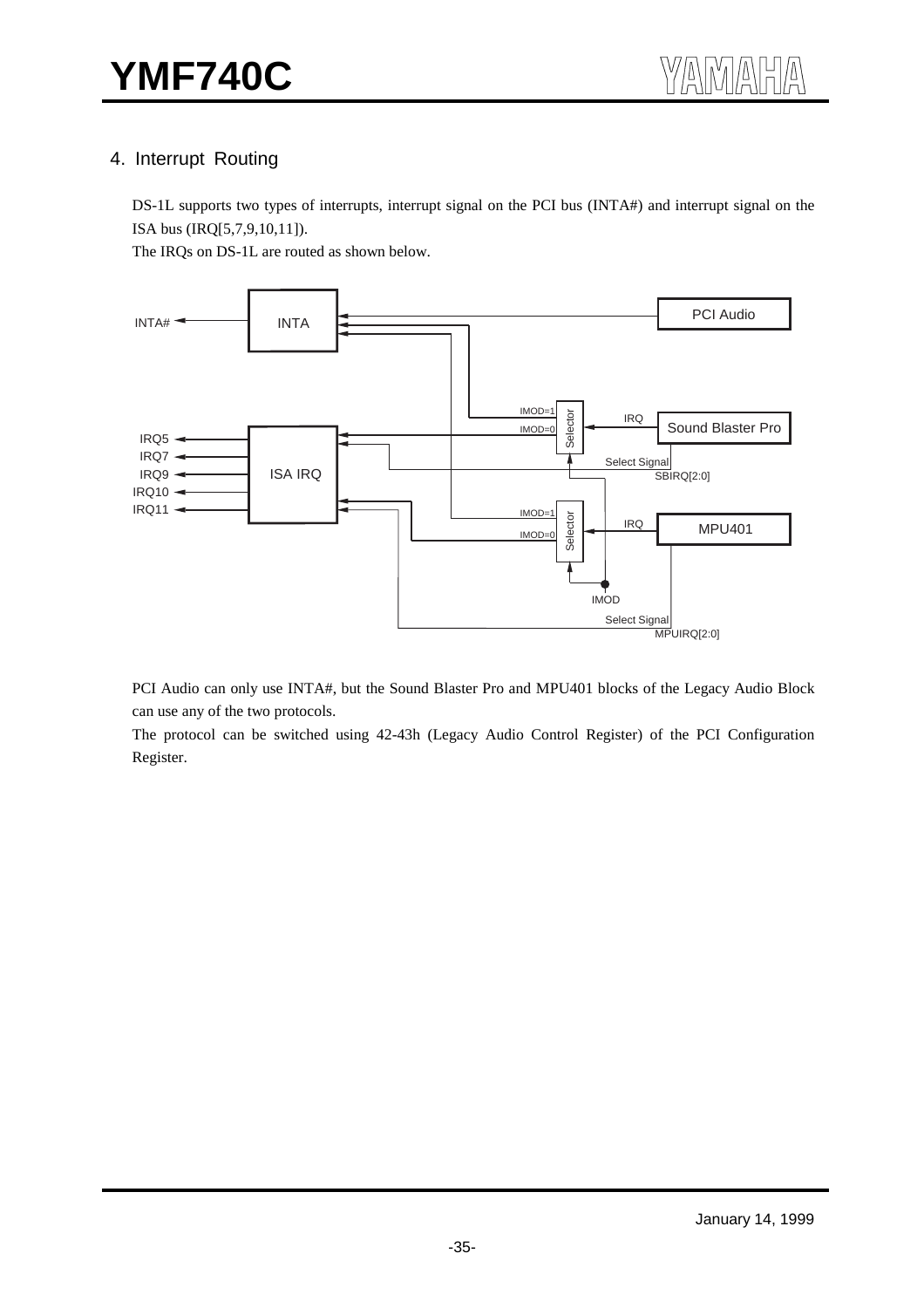## 4. Interrupt Routing

DS-1L supports two types of interrupts, interrupt signal on the PCI bus (INTA#) and interrupt signal on the ISA bus (IRQ[5,7,9,10,11]).

The IRQs on DS-1L are routed as shown below.

PCI Audio can only use INTA#, but the Sound Blaster Pro and MPU401 blocks of the Legacy Audio Block can use any of the two protocols.

The protocol can be switched using 42-43h (Legacy Audio Control Register) of the PCI Configuration Register.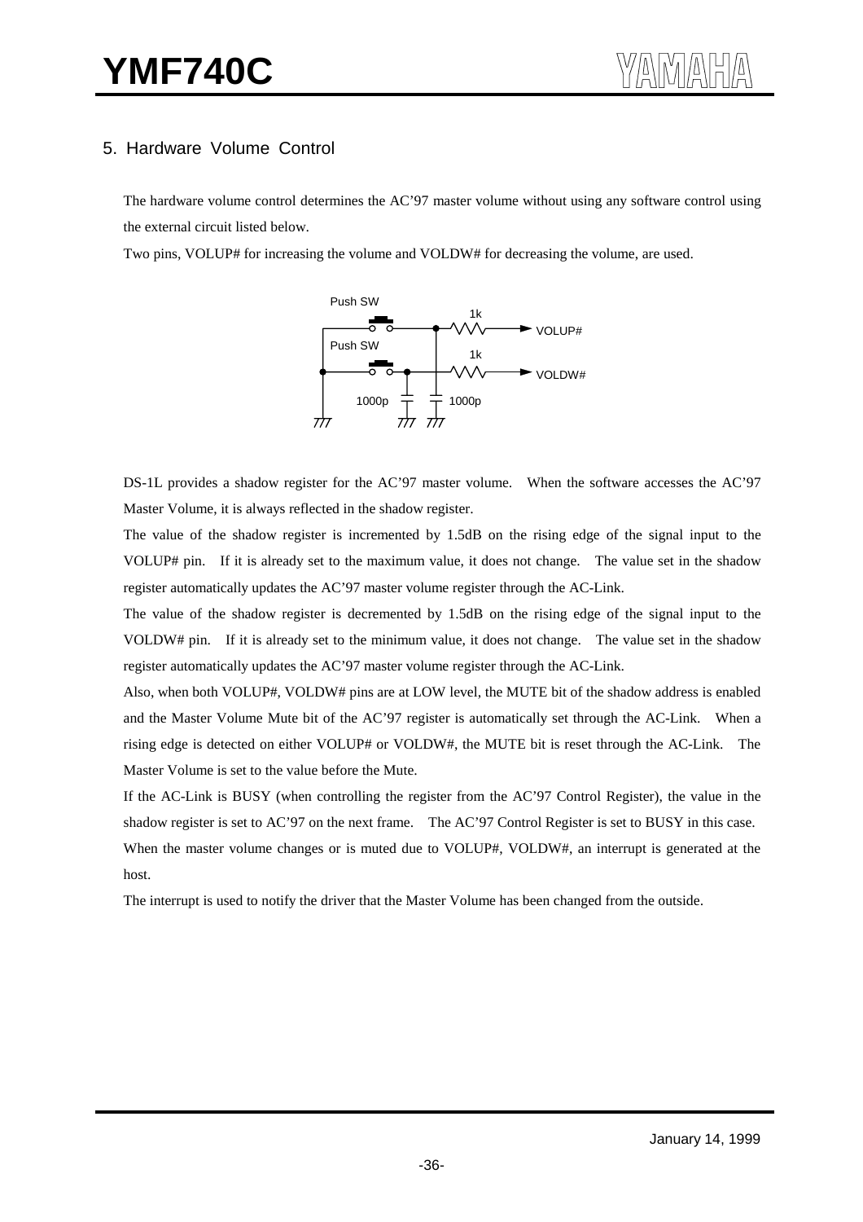## 5. Hardware Volume Control

The hardware volume control determines the AC'97 master volume without using any software control using the external circuit listed below.

Two pins, VOLUP# for increasing the volume and VOLDW# for decreasing the volume, are used.

DS-1L provides a shadow register for the AC'97 master volume. When the software accesses the AC'97 Master Volume, it is always reflected in the shadow register.

The value of the shadow register is incremented by 1.5dB on the rising edge of the signal input to the VOLUP# pin. If it is already set to the maximum value, it does not change. The value set in the shadow register automatically updates the AC'97 master volume register through the AC-Link.

The value of the shadow register is decremented by 1.5dB on the rising edge of the signal input to the VOLDW# pin. If it is already set to the minimum value, it does not change. The value set in the shadow register automatically updates the AC'97 master volume register through the AC-Link.

Also, when both VOLUP#, VOLDW# pins are at LOW level, the MUTE bit of the shadow address is enabled and the Master Volume Mute bit of the AC'97 register is automatically set through the AC-Link. When a rising edge is detected on either VOLUP# or VOLDW#, the MUTE bit is reset through the AC-Link. The Master Volume is set to the value before the Mute.

If the AC-Link is BUSY (when controlling the register from the AC'97 Control Register), the value in the shadow register is set to AC'97 on the next frame. The AC'97 Control Register is set to BUSY in this case.

When the master volume changes or is muted due to VOLUP#, VOLDW#, an interrupt is generated at the host.

The interrupt is used to notify the driver that the Master Volume has been changed from the outside.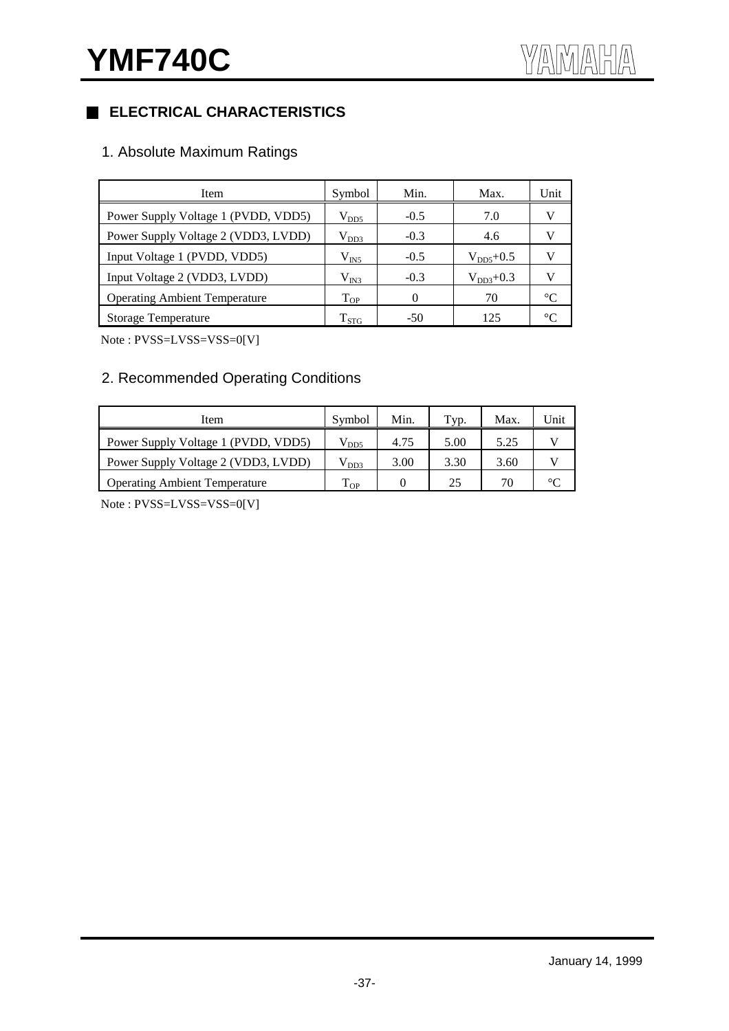## ELECTRICAL CHARACTERISTICS

### 1. Absolute Maximum Ratings

| Item | Symbol | Min. | Max. | Unit |
|---|---|---|---|---|
| Power Supply Voltage 1 (PVDD, VDD5) | $V_{DD5}$ | -0.5 | 7.0 | V |
| Power Supply Voltage 2 (VDD3, LVDD) | $V_{DD3}$ | -0.3 | 4.6 | V |
| Input Voltage 1 (PVDD, VDD5) | $V_{IN5}$ | -0.5 | $V_{DD5}$+0.5 | V |
| Input Voltage 2 (VDD3, LVDD) | $V_{IN3}$ | -0.3 | $V_{DD3}$+0.3 | V |
| Operating Ambient Temperature | $T_{OP}$ | 0 | 70 | °C |
| Storage Temperature | $T_{STG}$ | -50 | 125 | °C |

Note : PVSS=LVSS=VSS=0[V]

### 2. Recommended Operating Conditions

| Item | Symbol | Min. | Typ. | Max. | Unit |
|---|---|---|---|---|---|
| Power Supply Voltage 1 (PVDD, VDD5) | $V_{DD5}$ | 4.75 | 5.00 | 5.25 | V |
| Power Supply Voltage 2 (VDD3, LVDD) | $V_{DD3}$ | 3.00 | 3.30 | 3.60 | V |
| Operating Ambient Temperature | $T_{OP}$ | 0 | 25 | 70 | °C |

Note : PVSS=LVSS=VSS=0[V]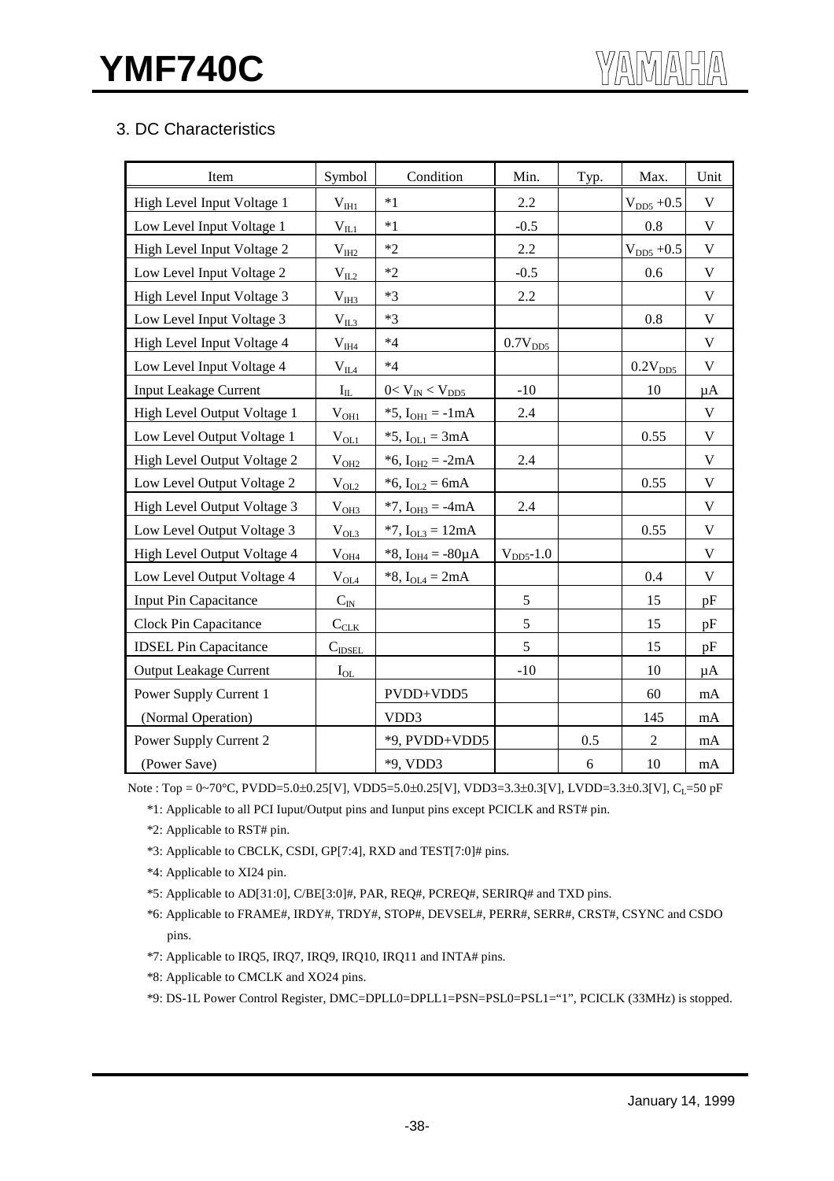## 3. DC Characteristics

| Item | Symbol | Condition | Min. | Typ. | Max. | Unit |
|---|---|---|---|---|---|---|
| High Level Input Voltage 1 | $V_{IH1}$ | *1 | 2.2 | | $V_{DD5}$ +0.5 | V |
| Low Level Input Voltage 1 | $V_{IL1}$ | *1 | -0.5 | | 0.8 | V |
| High Level Input Voltage 2 | $V_{IH2}$ | *2 | 2.2 | | $V_{DD5}$ +0.5 | V |
| Low Level Input Voltage 2 | $V_{IL2}$ | *2 | -0.5 | | 0.6 | V |
| High Level Input Voltage 3 | $V_{IH3}$ | *3 | 2.2 | | | V |
| Low Level Input Voltage 3 | $V_{IL3}$ | *3 | | | 0.8 | V |
| High Level Input Voltage 4 | $V_{IH4}$ | *4 | $0.7V_{DD5}$ | | | V |
| Low Level Input Voltage 4 | $V_{IL4}$ | *4 | | | $0.2V_{DD5}$ | V |
| Input Leakage Current | $I_{IL}$ | $0 < V_{IN} < V_{DD5}$ | -10 | | 10 | μA |
| High Level Output Voltage 1 | $V_{OH1}$ | *5, $I_{OH1}$ = -1mA | 2.4 | | | V |
| Low Level Output Voltage 1 | $V_{OL1}$ | *5, $I_{OL1}$ = 3mA | | | 0.55 | V |
| High Level Output Voltage 2 | $V_{OH2}$ | *6, $I_{OH2}$ = -2mA | 2.4 | | | V |
| Low Level Output Voltage 2 | $V_{OL2}$ | *6, $I_{OL2}$ = 6mA | | | 0.55 | V |
| High Level Output Voltage 3 | $V_{OH3}$ | *7, $I_{OH3}$ = -4mA | 2.4 | | | V |
| Low Level Output Voltage 3 | $V_{OL3}$ | *7, $I_{OL3}$ = 12mA | | | 0.55 | V |
| High Level Output Voltage 4 | $V_{OH4}$ | *8, $I_{OH4}$ = -80μA | $V_{DD5}$-1.0 | | | V |
| Low Level Output Voltage 4 | $V_{OL4}$ | *8, $I_{OL4}$ = 2mA | | | 0.4 | V |
| Input Pin Capacitance | $C_{IN}$ | | 5 | | 15 | pF |
| Clock Pin Capacitance | $C_{CLK}$ | | 5 | | 15 | pF |
| IDSEL Pin Capacitance | $C_{IDSEL}$ | | 5 | | 15 | pF |
| Output Leakage Current | $I_{OL}$ | | -10 | | 10 | μA |
| Power Supply Current 1 | | PVDD+VDD5 | | | 60 | mA |
| (Normal Operation) | | VDD3 | | | 145 | mA |
| Power Supply Current 2 | | *9, PVDD+VDD5 | | 0.5 | 2 | mA |
| (Power Save) | | *9, VDD3 | | 6 | 10 | mA |

Note : Top = 0~70°C, PVDD=5.0±0.25[V], VDD5=5.0±0.25[V], VDD3=3.3±0.3[V], LVDD=3.3±0.3[V], $C_L$=50 pF

*1: Applicable to all PCI Iuput/Output pins and Iunput pins except PCICLK and RST# pin.

*2: Applicable to RST# pin.

*3: Applicable to CBCLK, CSDI, GP[7:4], RXD and TEST[7:0]# pins.

*4: Applicable to XI24 pin.

*5: Applicable to AD[31:0], C/BE[3:0]#, PAR, REQ#, PCREQ#, SERIRQ# and TXD pins.

*6: Applicable to FRAME#, IRDY#, TRDY#, STOP#, DEVSEL#, PERR#, SERR#, CRST#, CSYNC and CSDO pins.

*7: Applicable to IRQ5, IRQ7, IRQ9, IRQ10, IRQ11 and INTA# pins.

*8: Applicable to CMCLK and XO24 pins.

*9: DS-1L Power Control Register, DMC=DPLL0=DPLL1=PSN=PSL0=PSL1="1", PCICLK (33MHz) is stopped.

January 14, 1999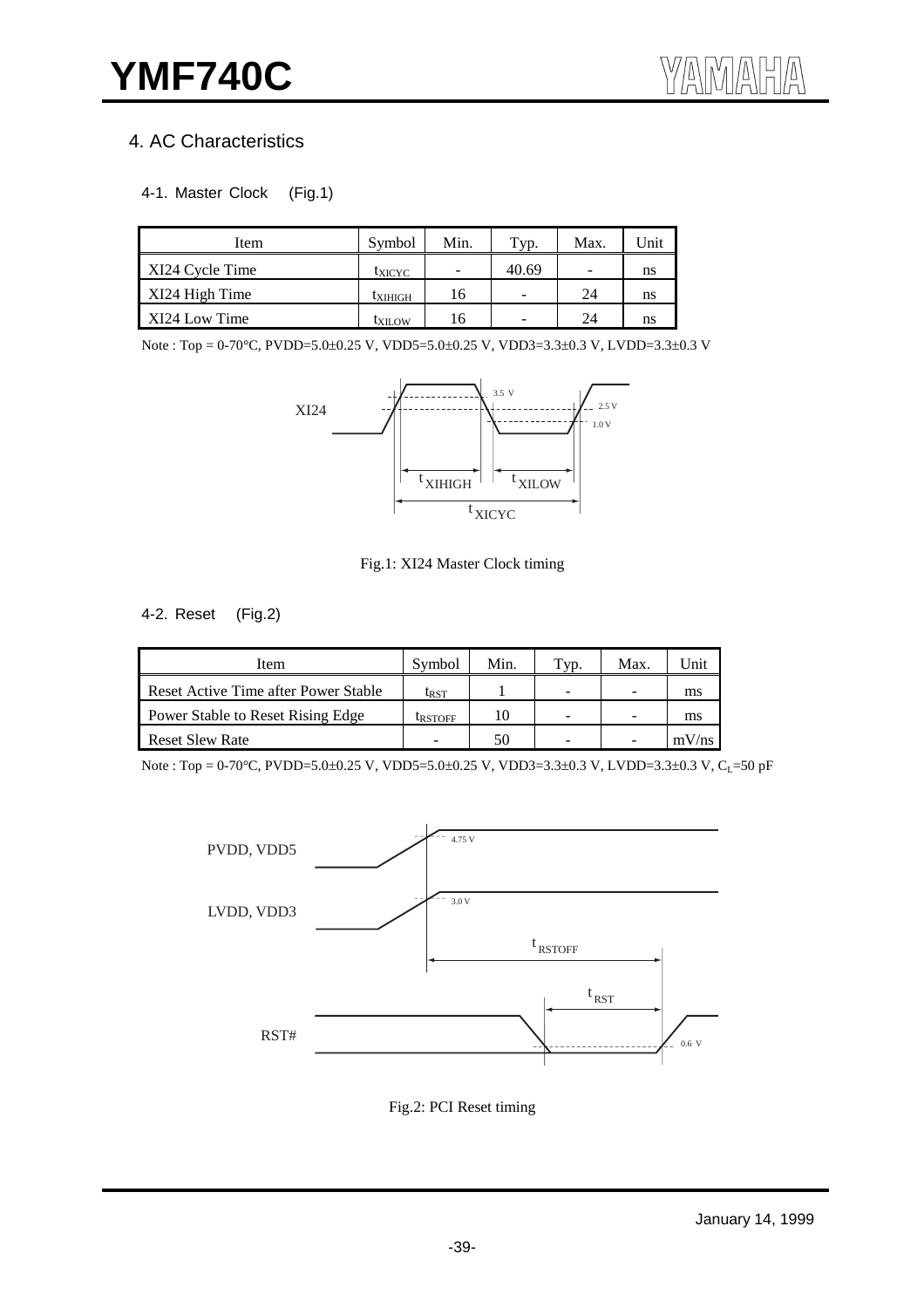## 4. AC Characteristics

### 4-1. Master Clock (Fig.1)

| Item | Symbol | Min. | Typ. | Max. | Unit |
|---|---|---|---|---|---|
| XI24 Cycle Time | $t_{XICYC}$ | - | 40.69 | - | ns |
| XI24 High Time | $t_{XIHIGH}$ | 16 | - | 24 | ns |
| XI24 Low Time | $t_{XILOW}$ | 16 | - | 24 | ns |

Note : Top = 0-70°C, PVDD=5.0±0.25 V, VDD5=5.0±0.25 V, VDD3=3.3±0.3 V, LVDD=3.3±0.3 V

Fig.1: XI24 Master Clock timing

### 4-2. Reset (Fig.2)

| Item | Symbol | Min. | Typ. | Max. | Unit |
|---|---|---|---|---|---|
| Reset Active Time after Power Stable | $t_{RST}$ | 1 | - | - | ms |
| Power Stable to Reset Rising Edge | $t_{RSTOFF}$ | 10 | - | - | ms |
| Reset Slew Rate | - | 50 | - | - | mV/ns |

Note : Top = 0-70°C, PVDD=5.0±0.25 V, VDD5=5.0±0.25 V, VDD3=3.3±0.3 V, LVDD=3.3±0.3 V, $C_L$=50 pF

Fig.2: PCI Reset timing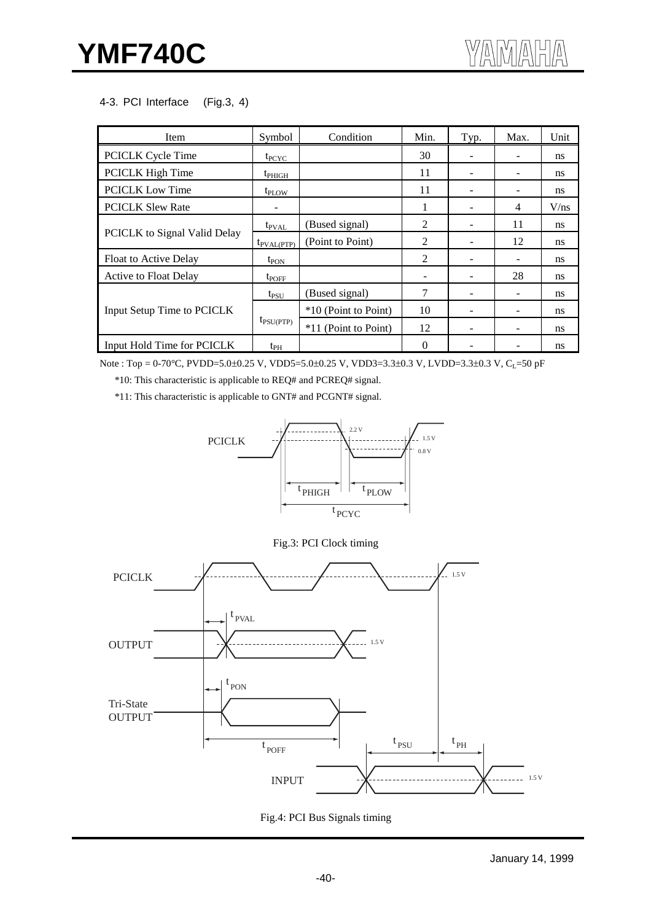4-3. PCI Interface (Fig.3, 4)

| Item | Symbol | Condition | Min. | Typ. | Max. | Unit |
|---|---|---|---|---|---|---|
| PCICLK Cycle Time | $t_{PCYC}$ | | 30 | - | - | ns |
| PCICLK High Time | $t_{PHIGH}$ | | 11 | - | - | ns |
| PCICLK Low Time | $t_{PLOW}$ | | 11 | - | - | ns |
| PCICLK Slew Rate | - | | 1 | - | 4 | V/ns |
| PCICLK to Signal Valid Delay | $t_{PVAL}$ | (Bused signal) | 2 | - | 11 | ns |
| | $t_{PVAL(PTP)}$ | (Point to Point) | 2 | - | 12 | ns |
| Float to Active Delay | $t_{PON}$ | | 2 | - | - | ns |
| Active to Float Delay | $t_{POFF}$ | | - | - | 28 | ns |
| Input Setup Time to PCICLK | $t_{PSU}$ | (Bused signal) | 7 | - | - | ns |
| | $t_{PSU(PTP)}$ | *10 (Point to Point) | 10 | - | - | ns |
| | | *11 (Point to Point) | 12 | - | - | ns |
| Input Hold Time for PCICLK | $t_{PH}$ | | 0 | - | - | ns |

Note : Top = 0-70°C, PVDD=5.0±0.25 V, VDD5=5.0±0.25 V, VDD3=3.3±0.3 V, LVDD=3.3±0.3 V, $C_L$=50 pF

*10: This characteristic is applicable to REQ# and PCREQ# signal.

*11: This characteristic is applicable to GNT# and PCGNT# signal.

Fig.3: PCI Clock timing

Fig.4: PCI Bus Signals timing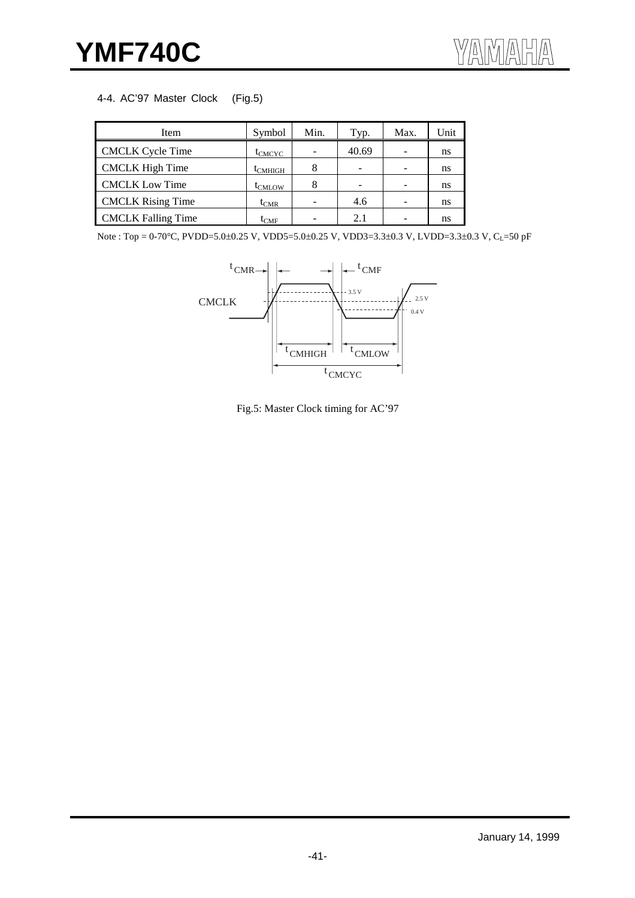## 4-4. AC'97 Master Clock (Fig.5)

| Item | Symbol | Min. | Typ. | Max. | Unit |
|---|---|---|---|---|---|
| CMCLK Cycle Time | $t_{CMCYC}$ | - | 40.69 | - | ns |
| CMCLK High Time | $t_{CMHIGH}$ | 8 | - | - | ns |
| CMCLK Low Time | $t_{CMLOW}$ | 8 | - | - | ns |
| CMCLK Rising Time | $t_{CMR}$ | - | 4.6 | - | ns |
| CMCLK Falling Time | $t_{CMF}$ | - | 2.1 | - | ns |

Note : Top = 0-70°C, PVDD=5.0±0.25 V, VDD5=5.0±0.25 V, VDD3=3.3±0.3 V, LVDD=3.3±0.3 V, $C_L$=50 pF

Fig.5: Master Clock timing for AC'97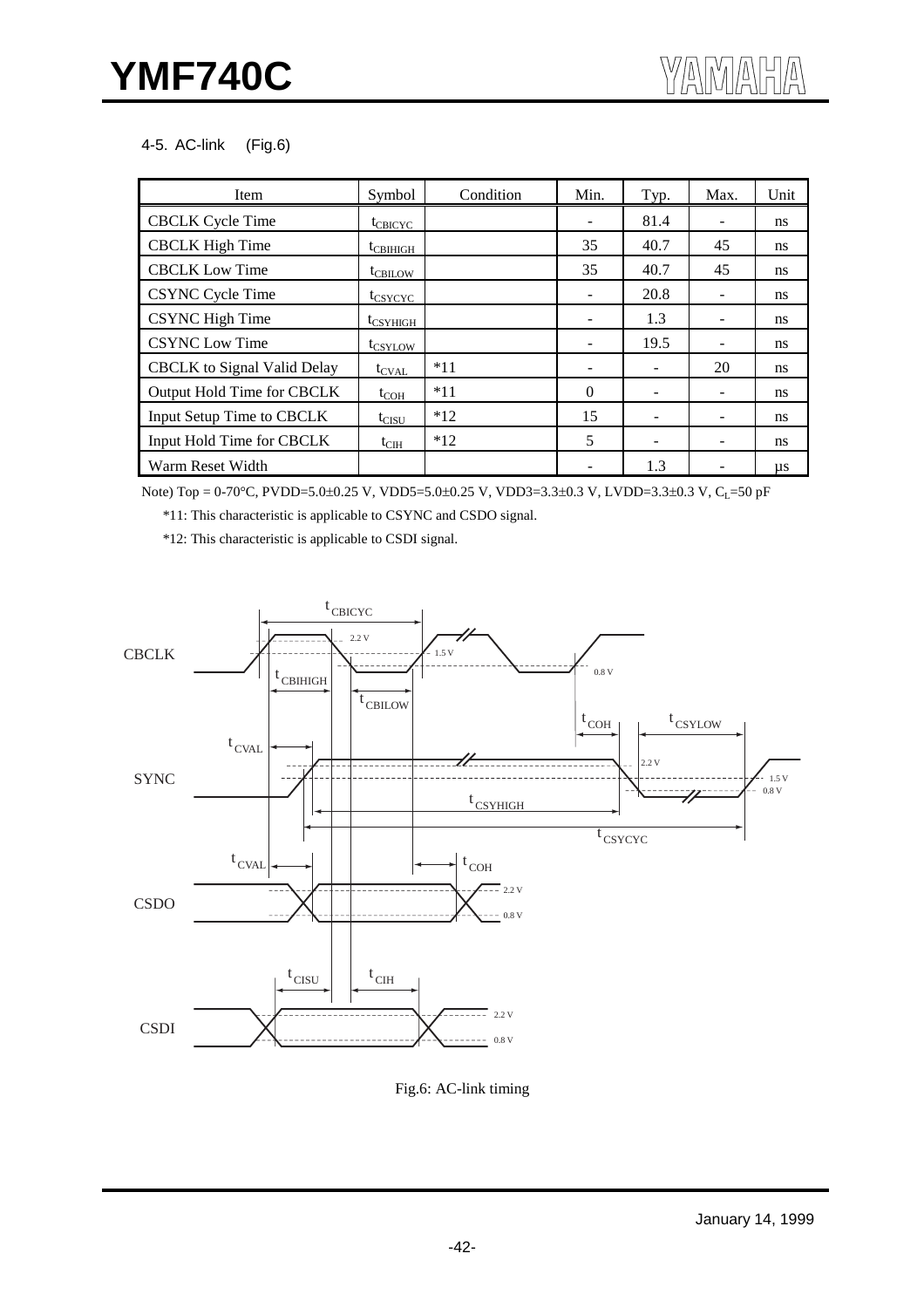### 4-5. AC-link (Fig.6)

| Item | Symbol | Condition | Min. | Typ. | Max. | Unit |
|---|---|---|---|---|---|---|
| CBCLK Cycle Time | $t_{CBICYC}$ | | - | 81.4 | - | ns |
| CBCLK High Time | $t_{CBIHIGH}$ | | 35 | 40.7 | 45 | ns |
| CBCLK Low Time | $t_{CBILOW}$ | | 35 | 40.7 | 45 | ns |
| CSYNC Cycle Time | $t_{CSYCYC}$ | | - | 20.8 | - | ns |
| CSYNC High Time | $t_{CSYHIGH}$ | | - | 1.3 | - | ns |
| CSYNC Low Time | $t_{CSYLOW}$ | | - | 19.5 | - | ns |
| CBCLK to Signal Valid Delay | $t_{CVAL}$ | *11 | - | - | 20 | ns |
| Output Hold Time for CBCLK | $t_{COH}$ | *11 | 0 | - | - | ns |
| Input Setup Time to CBCLK | $t_{CISU}$ | *12 | 15 | - | - | ns |
| Input Hold Time for CBCLK | $t_{CIH}$ | *12 | 5 | - | - | ns |
| Warm Reset Width | | | - | 1.3 | - | μs |

Note) Top = 0-70°C, PVDD=5.0±0.25 V, VDD5=5.0±0.25 V, VDD3=3.3±0.3 V, LVDD=3.3±0.3 V, $C_L$=50 pF

*11: This characteristic is applicable to CSYNC and CSDO signal.

*12: This characteristic is applicable to CSDI signal.

Fig.6: AC-link timing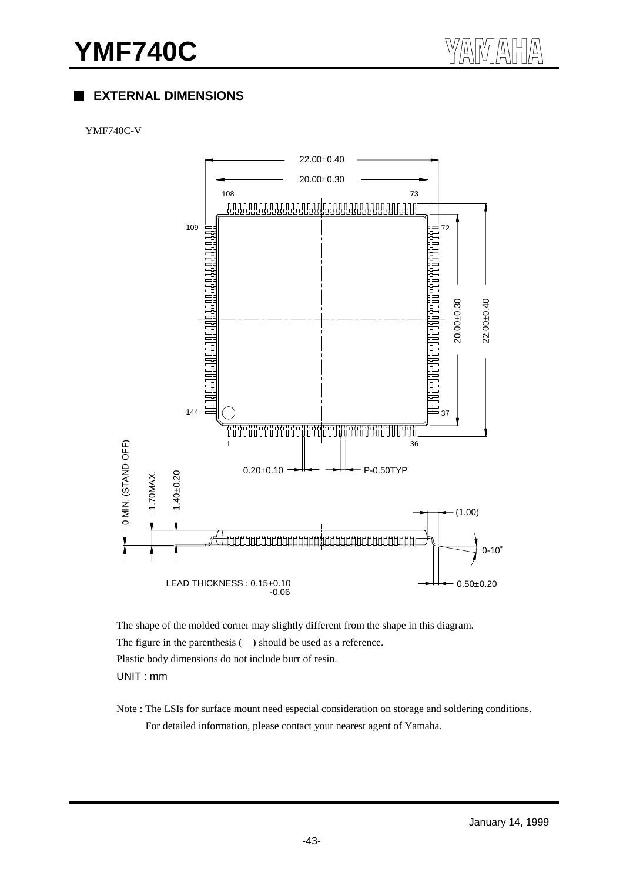## EXTERNAL DIMENSIONS

YMF740C-V

22.00±0.40

20.00±0.30

108 73

109 72

144 37

1 36

20.00±0.30

22.00±0.40

0.20±0.10

P-0.50TYP

0 MIN. (STAND OFF)

1.70MAX.

1.40±0.20

(1.00)

0-10°

LEAD THICKNESS : 0.15+0.10 -0.06

0.50±0.20

The shape of the molded corner may slightly different from the shape in this diagram.

The figure in the parenthesis ( ) should be used as a reference.

Plastic body dimensions do not include burr of resin.

UNIT : mm

Note : The LSIs for surface mount need especial consideration on storage and soldering conditions.
For detailed information, please contact your nearest agent of Yamaha.

January 14, 1999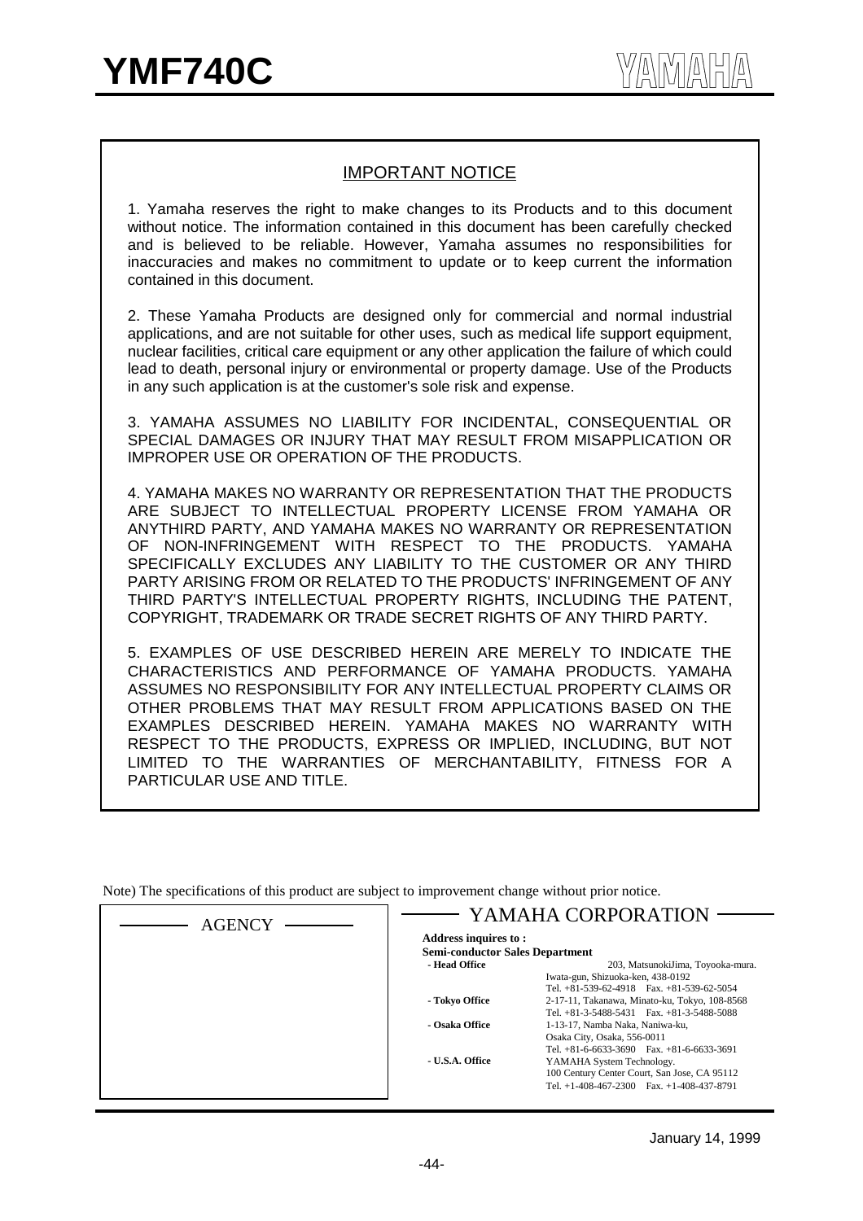## IMPORTANT NOTICE

1. Yamaha reserves the right to make changes to its Products and to this document without notice. The information contained in this document has been carefully checked and is believed to be reliable. However, Yamaha assumes no responsibilities for inaccuracies and makes no commitment to update or to keep current the information contained in this document.

2. These Yamaha Products are designed only for commercial and normal industrial applications, and are not suitable for other uses, such as medical life support equipment, nuclear facilities, critical care equipment or any other application the failure of which could lead to death, personal injury or environmental or property damage. Use of the Products in any such application is at the customer's sole risk and expense.

3. YAMAHA ASSUMES NO LIABILITY FOR INCIDENTAL, CONSEQUENTIAL OR SPECIAL DAMAGES OR INJURY THAT MAY RESULT FROM MISAPPLICATION OR IMPROPER USE OR OPERATION OF THE PRODUCTS.

4. YAMAHA MAKES NO WARRANTY OR REPRESENTATION THAT THE PRODUCTS ARE SUBJECT TO INTELLECTUAL PROPERTY LICENSE FROM YAMAHA OR ANYTHIRD PARTY, AND YAMAHA MAKES NO WARRANTY OR REPRESENTATION OF NON-INFRINGEMENT WITH RESPECT TO THE PRODUCTS. YAMAHA SPECIFICALLY EXCLUDES ANY LIABILITY TO THE CUSTOMER OR ANY THIRD PARTY ARISING FROM OR RELATED TO THE PRODUCTS' INFRINGEMENT OF ANY THIRD PARTY'S INTELLECTUAL PROPERTY RIGHTS, INCLUDING THE PATENT, COPYRIGHT, TRADEMARK OR TRADE SECRET RIGHTS OF ANY THIRD PARTY.

5. EXAMPLES OF USE DESCRIBED HEREIN ARE MERELY TO INDICATE THE CHARACTERISTICS AND PERFORMANCE OF YAMAHA PRODUCTS. YAMAHA ASSUMES NO RESPONSIBILITY FOR ANY INTELLECTUAL PROPERTY CLAIMS OR OTHER PROBLEMS THAT MAY RESULT FROM APPLICATIONS BASED ON THE EXAMPLES DESCRIBED HEREIN. YAMAHA MAKES NO WARRANTY WITH RESPECT TO THE PRODUCTS, EXPRESS OR IMPLIED, INCLUDING, BUT NOT LIMITED TO THE WARRANTIES OF MERCHANTABILITY, FITNESS FOR A PARTICULAR USE AND TITLE.

Note) The specifications of this product are subject to improvement change without prior notice.

**AGENCY**

**YAMAHA CORPORATION**

**Address inquires to :**
**Semi-conductor Sales Department**

| | |
|---|---|
| **- Head Office** | 203, MatsunokiJima, Toyooka-mura. Iwata-gun, Shizuoka-ken, 438-0192 Tel. +81-539-62-4918 Fax. +81-539-62-5054 |
| **- Tokyo Office** | 2-17-11, Takanawa, Minato-ku, Tokyo, 108-8568 Tel. +81-3-5488-5431 Fax. +81-3-5488-5088 |
| **- Osaka Office** | 1-13-17, Namba Naka, Naniwa-ku, Osaka City, Osaka, 556-0011 Tel. +81-6-6633-3690 Fax. +81-6-6633-3691 |
| **- U.S.A. Office** | YAMAHA System Technology. 100 Century Center Court, San Jose, CA 95112 Tel. +1-408-467-2300 Fax. +1-408-437-8791 |

January 14, 1999